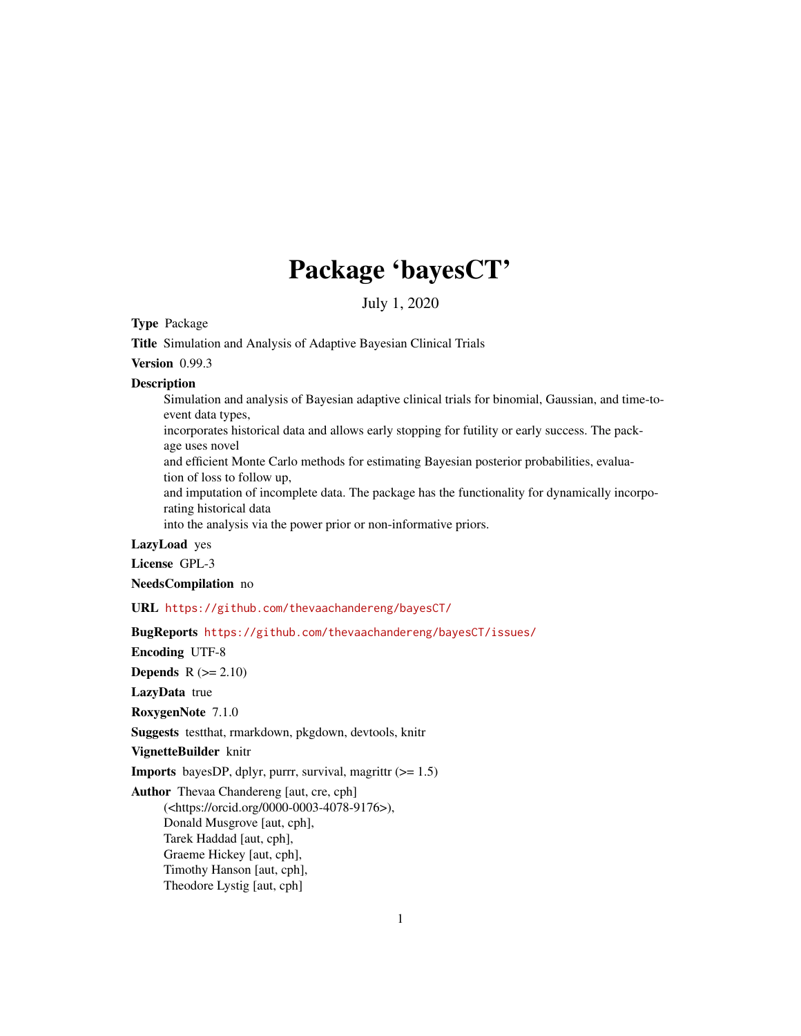# Package 'bayesCT'

July 1, 2020

**Type** Package

**Title** Simulation and Analysis of Adaptive Bayesian Clinical Trials

**Version** 0.99.3

**Description**
Simulation and analysis of Bayesian adaptive clinical trials for binomial, Gaussian, and time-to-event data types,
incorporates historical data and allows early stopping for futility or early success. The package uses novel
and efficient Monte Carlo methods for estimating Bayesian posterior probabilities, evaluation of loss to follow up,
and imputation of incomplete data. The package has the functionality for dynamically incorporating historical data
into the analysis via the power prior or non-informative priors.

**LazyLoad** yes

**License** GPL-3

**NeedsCompilation** no

**URL** https://github.com/thevaachandereng/bayesCT/

**BugReports** https://github.com/thevaachandereng/bayesCT/issues/

**Encoding** UTF-8

**Depends** R (>= 2.10)

**LazyData** true

**RoxygenNote** 7.1.0

**Suggests** testthat, rmarkdown, pkgdown, devtools, knitr

**VignetteBuilder** knitr

**Imports** bayesDP, dplyr, purrr, survival, magrittr (>= 1.5)

**Author** Thevaa Chandereng [aut, cre, cph]
(<https://orcid.org/0000-0003-4078-9176>),
Donald Musgrove [aut, cph],
Tarek Haddad [aut, cph],
Graeme Hickey [aut, cph],
Timothy Hanson [aut, cph],
Theodore Lystig [aut, cph]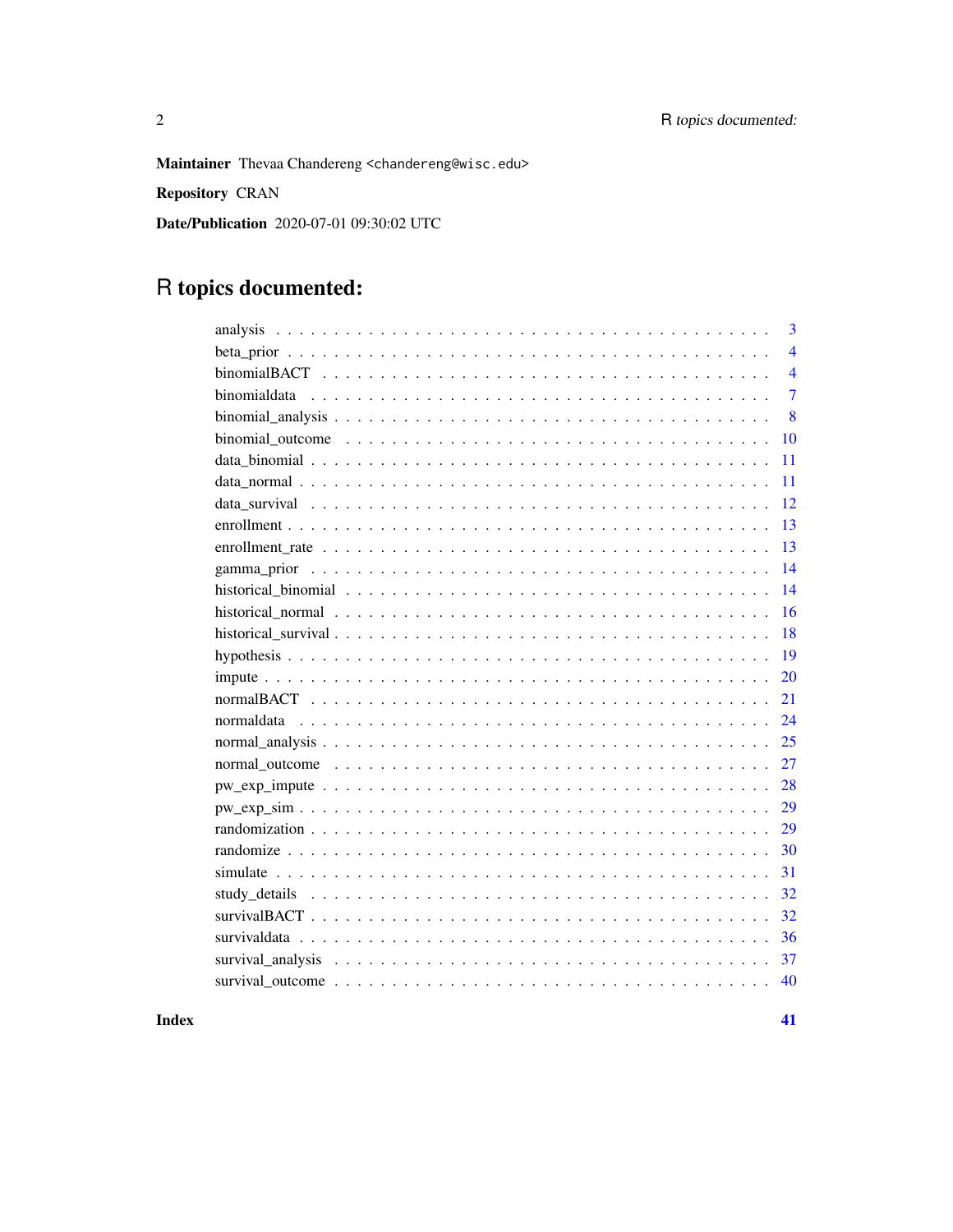**Maintainer** Thevaa Chandereng <chandereng@wisc.edu>

**Repository** CRAN

**Date/Publication** 2020-07-01 09:30:02 UTC

# R topics documented:

| | |
|---|---|
| analysis | 3 |
| beta_prior | 4 |
| binomialBACT | 4 |
| binomialdata | 7 |
| binomial_analysis | 8 |
| binomial_outcome | 10 |
| data_binomial | 11 |
| data_normal | 11 |
| data_survival | 12 |
| enrollment | 13 |
| enrollment_rate | 13 |
| gamma_prior | 14 |
| historical_binomial | 14 |
| historical_normal | 16 |
| historical_survival | 18 |
| hypothesis | 19 |
| impute | 20 |
| normalBACT | 21 |
| normaldata | 24 |
| normal_analysis | 25 |
| normal_outcome | 27 |
| pw_exp_impute | 28 |
| pw_exp_sim | 29 |
| randomization | 29 |
| randomize | 30 |
| simulate | 31 |
| study_details | 32 |
| survivalBACT | 32 |
| survivaldata | 36 |
| survival_analysis | 37 |
| survival_outcome | 40 |

**Index** **41**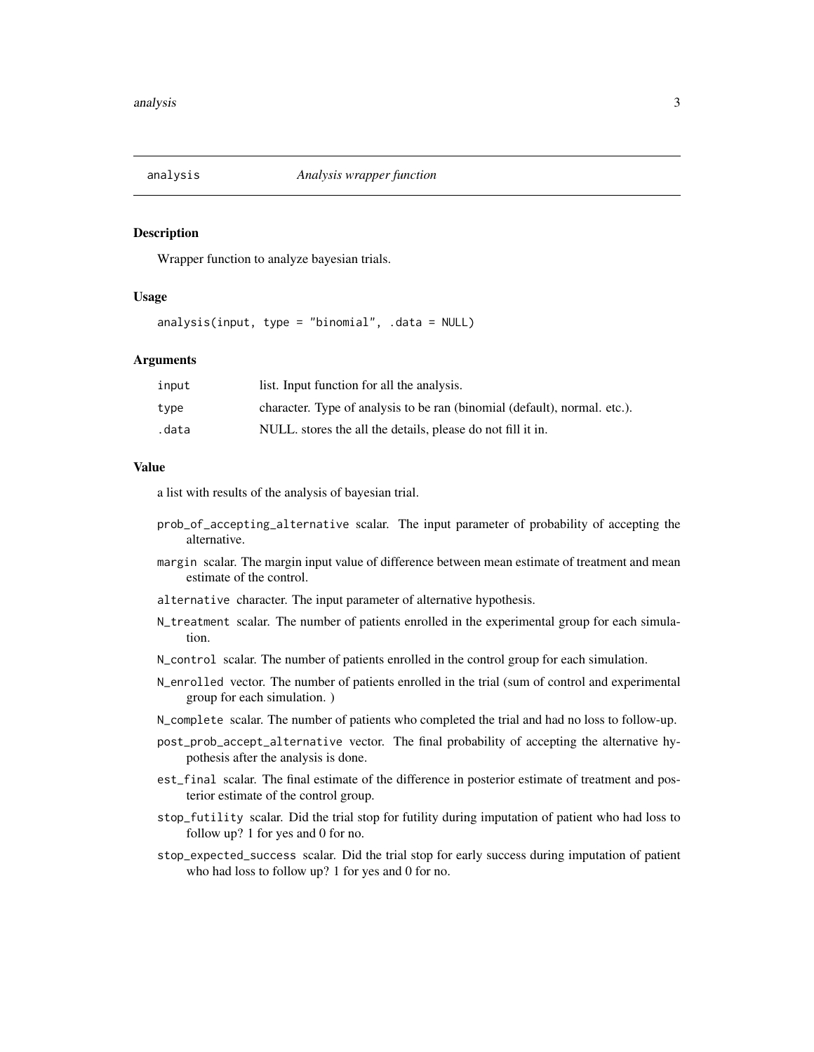## analysis — *Analysis wrapper function*

### Description

Wrapper function to analyze bayesian trials.

### Usage

```
analysis(input, type = "binomial", .data = NULL)
```

### Arguments

| | |
|---|---|
| `input` | list. Input function for all the analysis. |
| `type` | character. Type of analysis to be ran (binomial (default), normal. etc.). |
| `.data` | NULL. stores the all the details, please do not fill it in. |

### Value

a list with results of the analysis of bayesian trial.

- `prob_of_accepting_alternative` scalar. The input parameter of probability of accepting the alternative.
- `margin` scalar. The margin input value of difference between mean estimate of treatment and mean estimate of the control.
- `alternative` character. The input parameter of alternative hypothesis.
- `N_treatment` scalar. The number of patients enrolled in the experimental group for each simulation.
- `N_control` scalar. The number of patients enrolled in the control group for each simulation.
- `N_enrolled` vector. The number of patients enrolled in the trial (sum of control and experimental group for each simulation. )
- `N_complete` scalar. The number of patients who completed the trial and had no loss to follow-up.
- `post_prob_accept_alternative` vector. The final probability of accepting the alternative hypothesis after the analysis is done.
- `est_final` scalar. The final estimate of the difference in posterior estimate of treatment and posterior estimate of the control group.
- `stop_futility` scalar. Did the trial stop for futility during imputation of patient who had loss to follow up? 1 for yes and 0 for no.
- `stop_expected_success` scalar. Did the trial stop for early success during imputation of patient who had loss to follow up? 1 for yes and 0 for no.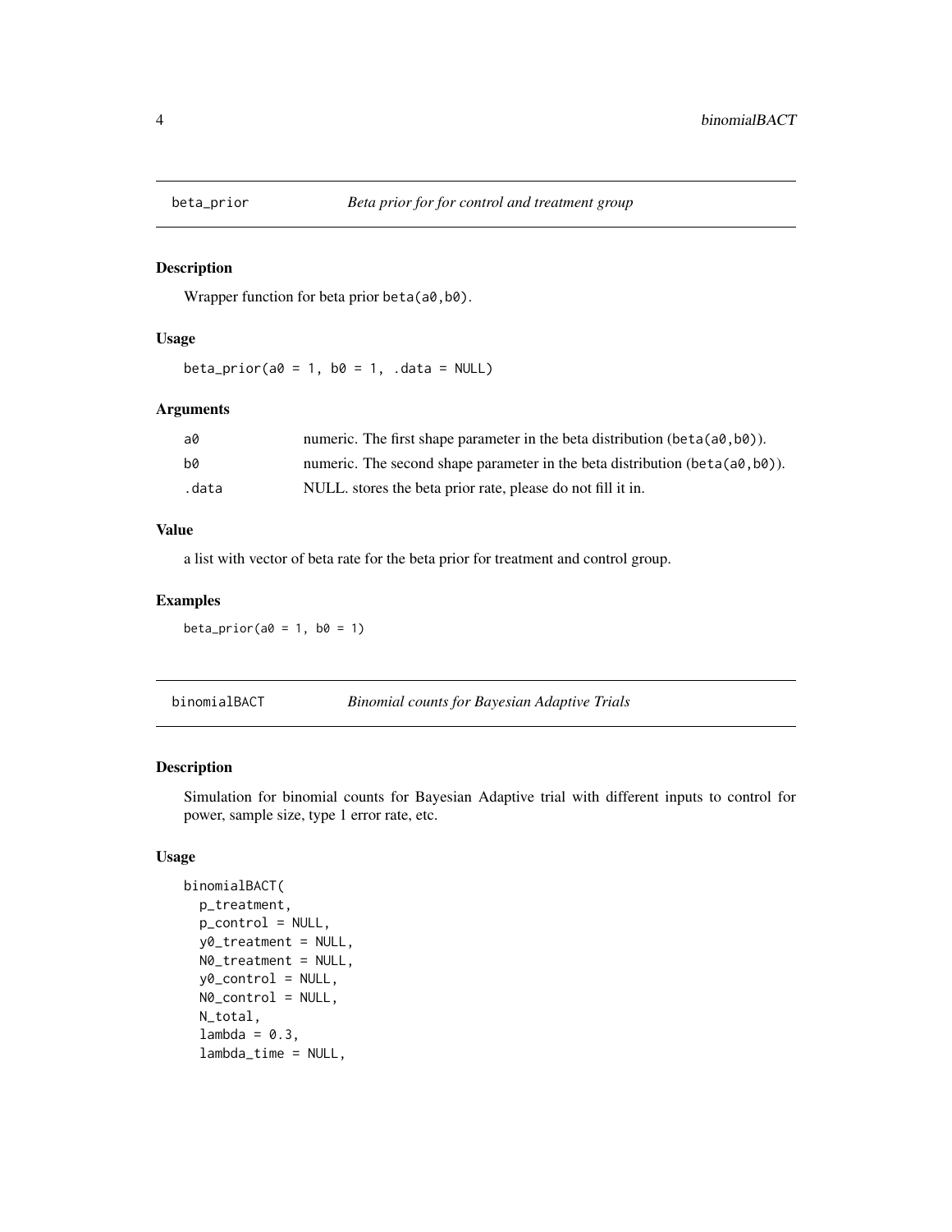## beta_prior — *Beta prior for for control and treatment group*

### Description

Wrapper function for beta prior `beta(a0,b0)`.

### Usage

```
beta_prior(a0 = 1, b0 = 1, .data = NULL)
```

### Arguments

| | |
|---|---|
| a0 | numeric. The first shape parameter in the beta distribution (`beta(a0,b0)`). |
| b0 | numeric. The second shape parameter in the beta distribution (`beta(a0,b0)`). |
| .data | NULL. stores the beta prior rate, please do not fill it in. |

### Value

a list with vector of beta rate for the beta prior for treatment and control group.

### Examples

```
beta_prior(a0 = 1, b0 = 1)
```

## binomialBACT — *Binomial counts for Bayesian Adaptive Trials*

### Description

Simulation for binomial counts for Bayesian Adaptive trial with different inputs to control for power, sample size, type 1 error rate, etc.

### Usage

```
binomialBACT(
  p_treatment,
  p_control = NULL,
  y0_treatment = NULL,
  N0_treatment = NULL,
  y0_control = NULL,
  N0_control = NULL,
  N_total,
  lambda = 0.3,
  lambda_time = NULL,
```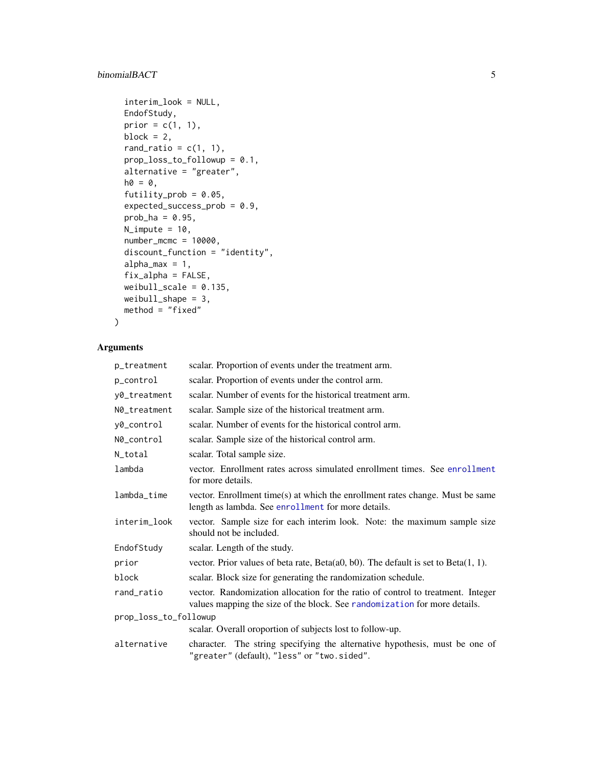```
  interim_look = NULL,
  EndofStudy,
  prior = c(1, 1),
  block = 2,
  rand_ratio = c(1, 1),
  prop_loss_to_followup = 0.1,
  alternative = "greater",
  h0 = 0,
  futility_prob = 0.05,
  expected_success_prob = 0.9,
  prob_ha = 0.95,
  N_impute = 10,
  number_mcmc = 10000,
  discount_function = "identity",
  alpha_max = 1,
  fix_alpha = FALSE,
  weibull_scale = 0.135,
  weibull_shape = 3,
  method = "fixed"
)
```

## Arguments

| Argument | Description |
|---|---|
| `p_treatment` | scalar. Proportion of events under the treatment arm. |
| `p_control` | scalar. Proportion of events under the control arm. |
| `y0_treatment` | scalar. Number of events for the historical treatment arm. |
| `N0_treatment` | scalar. Sample size of the historical treatment arm. |
| `y0_control` | scalar. Number of events for the historical control arm. |
| `N0_control` | scalar. Sample size of the historical control arm. |
| `N_total` | scalar. Total sample size. |
| `lambda` | vector. Enrollment rates across simulated enrollment times. See `enrollment` for more details. |
| `lambda_time` | vector. Enrollment time(s) at which the enrollment rates change. Must be same length as lambda. See `enrollment` for more details. |
| `interim_look` | vector. Sample size for each interim look. Note: the maximum sample size should not be included. |
| `EndofStudy` | scalar. Length of the study. |
| `prior` | vector. Prior values of beta rate, Beta(a0, b0). The default is set to Beta(1, 1). |
| `block` | scalar. Block size for generating the randomization schedule. |
| `rand_ratio` | vector. Randomization allocation for the ratio of control to treatment. Integer values mapping the size of the block. See `randomization` for more details. |
| `prop_loss_to_followup` | scalar. Overall oroportion of subjects lost to follow-up. |
| `alternative` | character. The string specifying the alternative hypothesis, must be one of `"greater"` (default), `"less"` or `"two.sided"`. |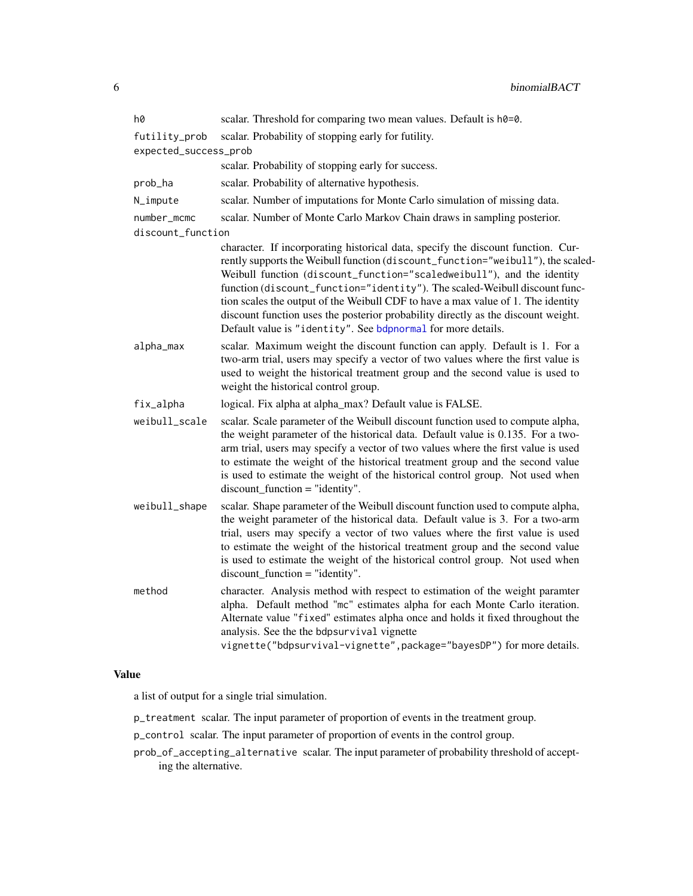| | |
|---|---|
| `h0` | scalar. Threshold for comparing two mean values. Default is `h0=0`. |
| `futility_prob` | scalar. Probability of stopping early for futility. |
| `expected_success_prob` | scalar. Probability of stopping early for success. |
| `prob_ha` | scalar. Probability of alternative hypothesis. |
| `N_impute` | scalar. Number of imputations for Monte Carlo simulation of missing data. |
| `number_mcmc` | scalar. Number of Monte Carlo Markov Chain draws in sampling posterior. |
| `discount_function` | character. If incorporating historical data, specify the discount function. Currently supports the Weibull function (`discount_function="weibull"`), the scaled-Weibull function (`discount_function="scaledweibull"`), and the identity function (`discount_function="identity"`). The scaled-Weibull discount function scales the output of the Weibull CDF to have a max value of 1. The identity discount function uses the posterior probability directly as the discount weight. Default value is `"identity"`. See `bdpnormal` for more details. |
| `alpha_max` | scalar. Maximum weight the discount function can apply. Default is 1. For a two-arm trial, users may specify a vector of two values where the first value is used to weight the historical treatment group and the second value is used to weight the historical control group. |
| `fix_alpha` | logical. Fix alpha at alpha_max? Default value is FALSE. |
| `weibull_scale` | scalar. Scale parameter of the Weibull discount function used to compute alpha, the weight parameter of the historical data. Default value is 0.135. For a two-arm trial, users may specify a vector of two values where the first value is used to estimate the weight of the historical treatment group and the second value is used to estimate the weight of the historical control group. Not used when discount_function = "identity". |
| `weibull_shape` | scalar. Shape parameter of the Weibull discount function used to compute alpha, the weight parameter of the historical data. Default value is 3. For a two-arm trial, users may specify a vector of two values where the first value is used to estimate the weight of the historical treatment group and the second value is used to estimate the weight of the historical control group. Not used when discount_function = "identity". |
| `method` | character. Analysis method with respect to estimation of the weight paramter alpha. Default method `"mc"` estimates alpha for each Monte Carlo iteration. Alternate value `"fixed"` estimates alpha once and holds it fixed throughout the analysis. See the the `bdpsurvival` vignette `vignette("bdpsurvival-vignette",package="bayesDP")` for more details. |

## Value

a list of output for a single trial simulation.

`p_treatment` scalar. The input parameter of proportion of events in the treatment group.

`p_control` scalar. The input parameter of proportion of events in the control group.

`prob_of_accepting_alternative` scalar. The input parameter of probability threshold of accepting the alternative.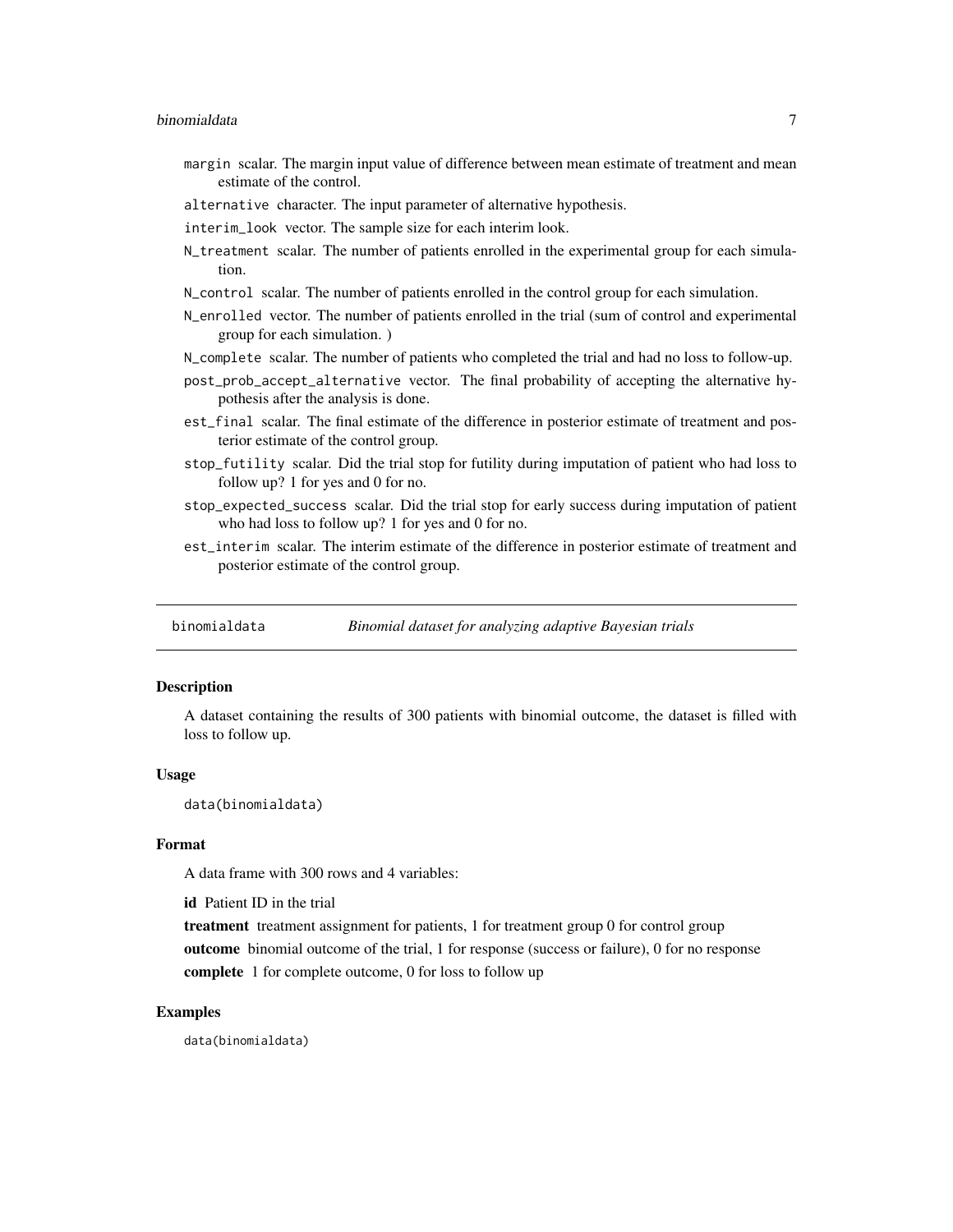`margin` scalar. The margin input value of difference between mean estimate of treatment and mean estimate of the control.

`alternative` character. The input parameter of alternative hypothesis.

`interim_look` vector. The sample size for each interim look.

`N_treatment` scalar. The number of patients enrolled in the experimental group for each simulation.

`N_control` scalar. The number of patients enrolled in the control group for each simulation.

`N_enrolled` vector. The number of patients enrolled in the trial (sum of control and experimental group for each simulation. )

`N_complete` scalar. The number of patients who completed the trial and had no loss to follow-up.

`post_prob_accept_alternative` vector. The final probability of accepting the alternative hypothesis after the analysis is done.

`est_final` scalar. The final estimate of the difference in posterior estimate of treatment and posterior estimate of the control group.

`stop_futility` scalar. Did the trial stop for futility during imputation of patient who had loss to follow up? 1 for yes and 0 for no.

`stop_expected_success` scalar. Did the trial stop for early success during imputation of patient who had loss to follow up? 1 for yes and 0 for no.

`est_interim` scalar. The interim estimate of the difference in posterior estimate of treatment and posterior estimate of the control group.

---

## binomialdata — *Binomial dataset for analyzing adaptive Bayesian trials*

### Description

A dataset containing the results of 300 patients with binomial outcome, the dataset is filled with loss to follow up.

### Usage

```
data(binomialdata)
```

### Format

A data frame with 300 rows and 4 variables:

**id** Patient ID in the trial

**treatment** treatment assignment for patients, 1 for treatment group 0 for control group

**outcome** binomial outcome of the trial, 1 for response (success or failure), 0 for no response

**complete** 1 for complete outcome, 0 for loss to follow up

### Examples

```
data(binomialdata)
```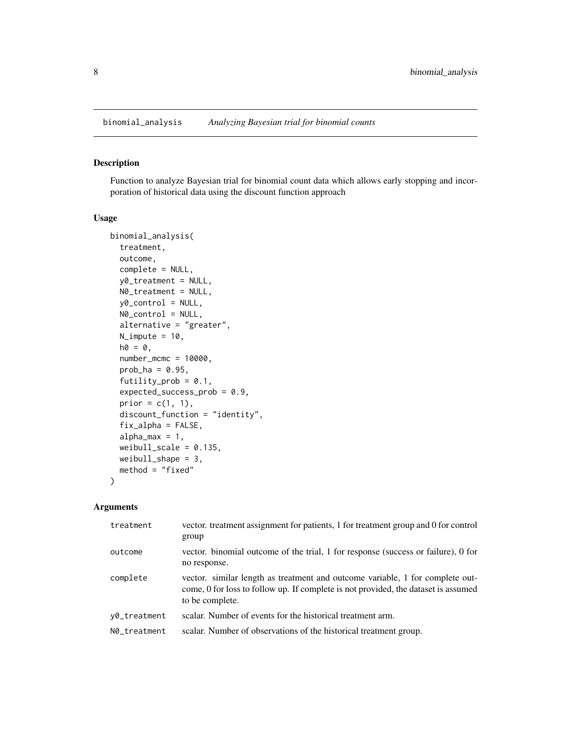## binomial_analysis *Analyzing Bayesian trial for binomial counts*

### Description

Function to analyze Bayesian trial for binomial count data which allows early stopping and incorporation of historical data using the discount function approach

### Usage

```
binomial_analysis(
  treatment,
  outcome,
  complete = NULL,
  y0_treatment = NULL,
  N0_treatment = NULL,
  y0_control = NULL,
  N0_control = NULL,
  alternative = "greater",
  N_impute = 10,
  h0 = 0,
  number_mcmc = 10000,
  prob_ha = 0.95,
  futility_prob = 0.1,
  expected_success_prob = 0.9,
  prior = c(1, 1),
  discount_function = "identity",
  fix_alpha = FALSE,
  alpha_max = 1,
  weibull_scale = 0.135,
  weibull_shape = 3,
  method = "fixed"
)
```

### Arguments

| | |
|---|---|
| treatment | vector. treatment assignment for patients, 1 for treatment group and 0 for control group |
| outcome | vector. binomial outcome of the trial, 1 for response (success or failure), 0 for no response. |
| complete | vector. similar length as treatment and outcome variable, 1 for complete outcome, 0 for loss to follow up. If complete is not provided, the dataset is assumed to be complete. |
| y0_treatment | scalar. Number of events for the historical treatment arm. |
| N0_treatment | scalar. Number of observations of the historical treatment group. |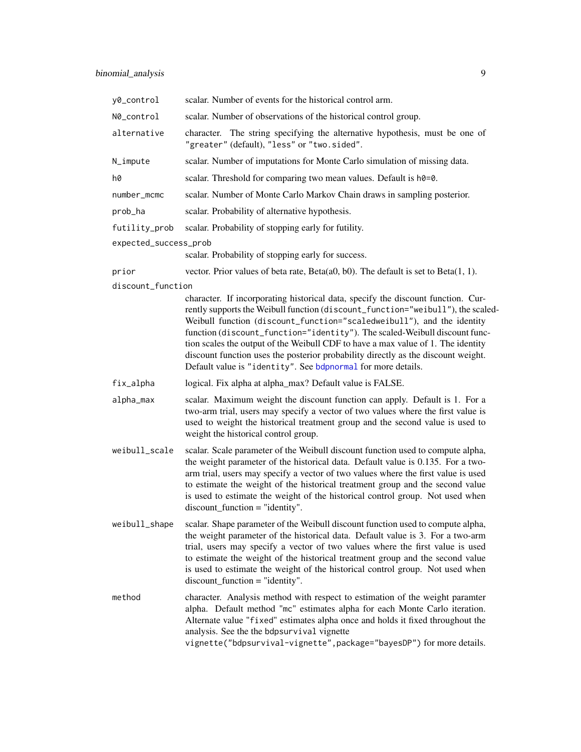| | |
|---|---|
| `y0_control` | scalar. Number of events for the historical control arm. |
| `N0_control` | scalar. Number of observations of the historical control group. |
| `alternative` | character. The string specifying the alternative hypothesis, must be one of `"greater"` (default), `"less"` or `"two.sided"`. |
| `N_impute` | scalar. Number of imputations for Monte Carlo simulation of missing data. |
| `h0` | scalar. Threshold for comparing two mean values. Default is `h0=0`. |
| `number_mcmc` | scalar. Number of Monte Carlo Markov Chain draws in sampling posterior. |
| `prob_ha` | scalar. Probability of alternative hypothesis. |
| `futility_prob` | scalar. Probability of stopping early for futility. |
| `expected_success_prob` | scalar. Probability of stopping early for success. |
| `prior` | vector. Prior values of beta rate, Beta(a0, b0). The default is set to Beta(1, 1). |
| `discount_function` | character. If incorporating historical data, specify the discount function. Currently supports the Weibull function (`discount_function="weibull"`), the scaled-Weibull function (`discount_function="scaledweibull"`), and the identity function (`discount_function="identity"`). The scaled-Weibull discount function scales the output of the Weibull CDF to have a max value of 1. The identity discount function uses the posterior probability directly as the discount weight. Default value is `"identity"`. See `bdpnormal` for more details. |
| `fix_alpha` | logical. Fix alpha at alpha_max? Default value is FALSE. |
| `alpha_max` | scalar. Maximum weight the discount function can apply. Default is 1. For a two-arm trial, users may specify a vector of two values where the first value is used to weight the historical treatment group and the second value is used to weight the historical control group. |
| `weibull_scale` | scalar. Scale parameter of the Weibull discount function used to compute alpha, the weight parameter of the historical data. Default value is 0.135. For a two-arm trial, users may specify a vector of two values where the first value is used to estimate the weight of the historical treatment group and the second value is used to estimate the weight of the historical control group. Not used when discount_function = "identity". |
| `weibull_shape` | scalar. Shape parameter of the Weibull discount function used to compute alpha, the weight parameter of the historical data. Default value is 3. For a two-arm trial, users may specify a vector of two values where the first value is used to estimate the weight of the historical treatment group and the second value is used to estimate the weight of the historical control group. Not used when discount_function = "identity". |
| `method` | character. Analysis method with respect to estimation of the weight paramter alpha. Default method `"mc"` estimates alpha for each Monte Carlo iteration. Alternate value `"fixed"` estimates alpha once and holds it fixed throughout the analysis. See the the `bdpsurvival` vignette `vignette("bdpsurvival-vignette",package="bayesDP")` for more details. |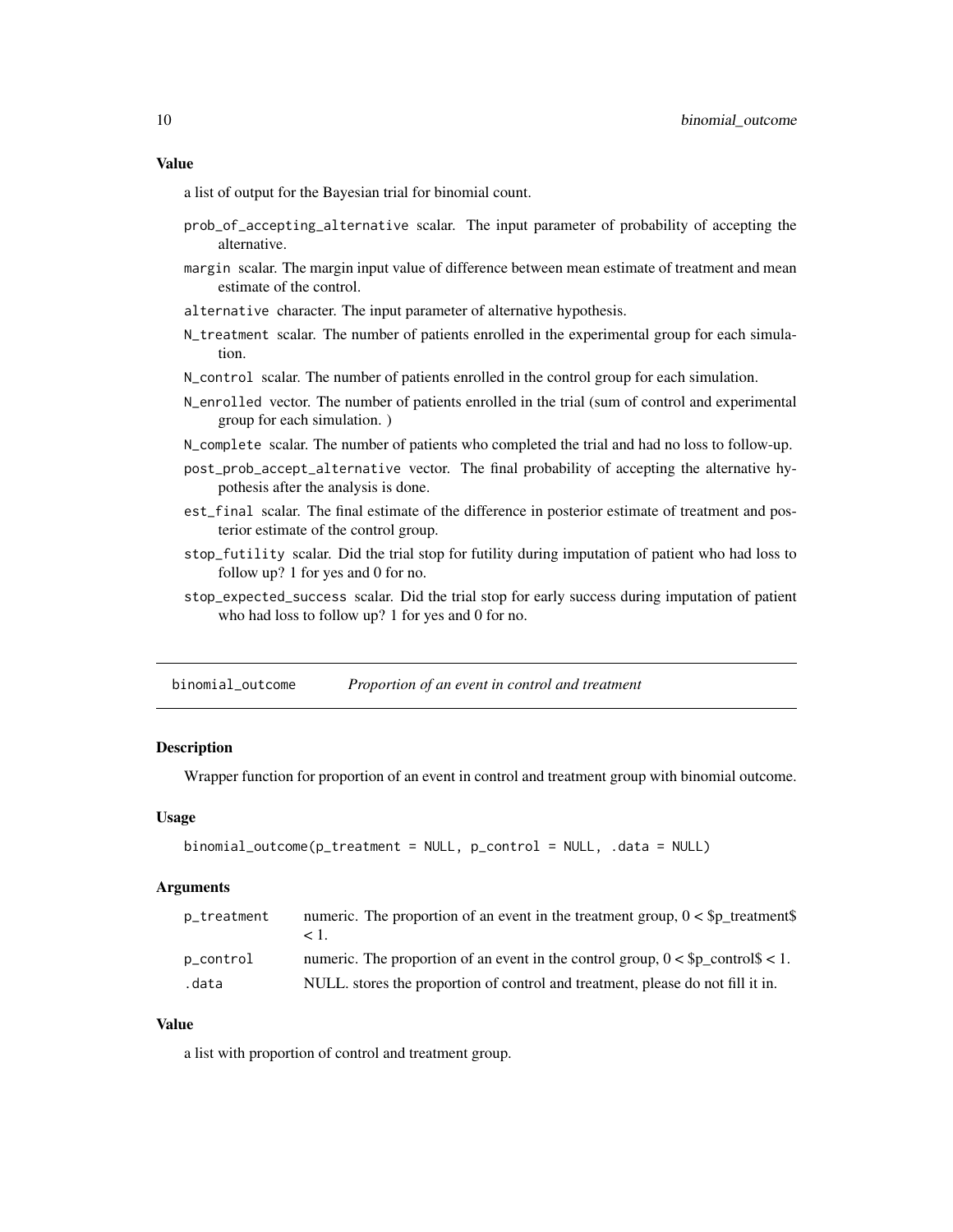### Value

a list of output for the Bayesian trial for binomial count.

- `prob_of_accepting_alternative` scalar. The input parameter of probability of accepting the alternative.
- `margin` scalar. The margin input value of difference between mean estimate of treatment and mean estimate of the control.
- `alternative` character. The input parameter of alternative hypothesis.
- `N_treatment` scalar. The number of patients enrolled in the experimental group for each simulation.
- `N_control` scalar. The number of patients enrolled in the control group for each simulation.
- `N_enrolled` vector. The number of patients enrolled in the trial (sum of control and experimental group for each simulation. )
- `N_complete` scalar. The number of patients who completed the trial and had no loss to follow-up.
- `post_prob_accept_alternative` vector. The final probability of accepting the alternative hypothesis after the analysis is done.
- `est_final` scalar. The final estimate of the difference in posterior estimate of treatment and posterior estimate of the control group.
- `stop_futility` scalar. Did the trial stop for futility during imputation of patient who had loss to follow up? 1 for yes and 0 for no.
- `stop_expected_success` scalar. Did the trial stop for early success during imputation of patient who had loss to follow up? 1 for yes and 0 for no.

---

## binomial_outcome — *Proportion of an event in control and treatment*

### Description

Wrapper function for proportion of an event in control and treatment group with binomial outcome.

### Usage

```
binomial_outcome(p_treatment = NULL, p_control = NULL, .data = NULL)
```

### Arguments

| | |
|---|---|
| `p_treatment` | numeric. The proportion of an event in the treatment group, 0 < $p_treatment$ < 1. |
| `p_control` | numeric. The proportion of an event in the control group, 0 < $p_control$ < 1. |
| `.data` | NULL. stores the proportion of control and treatment, please do not fill it in. |

### Value

a list with proportion of control and treatment group.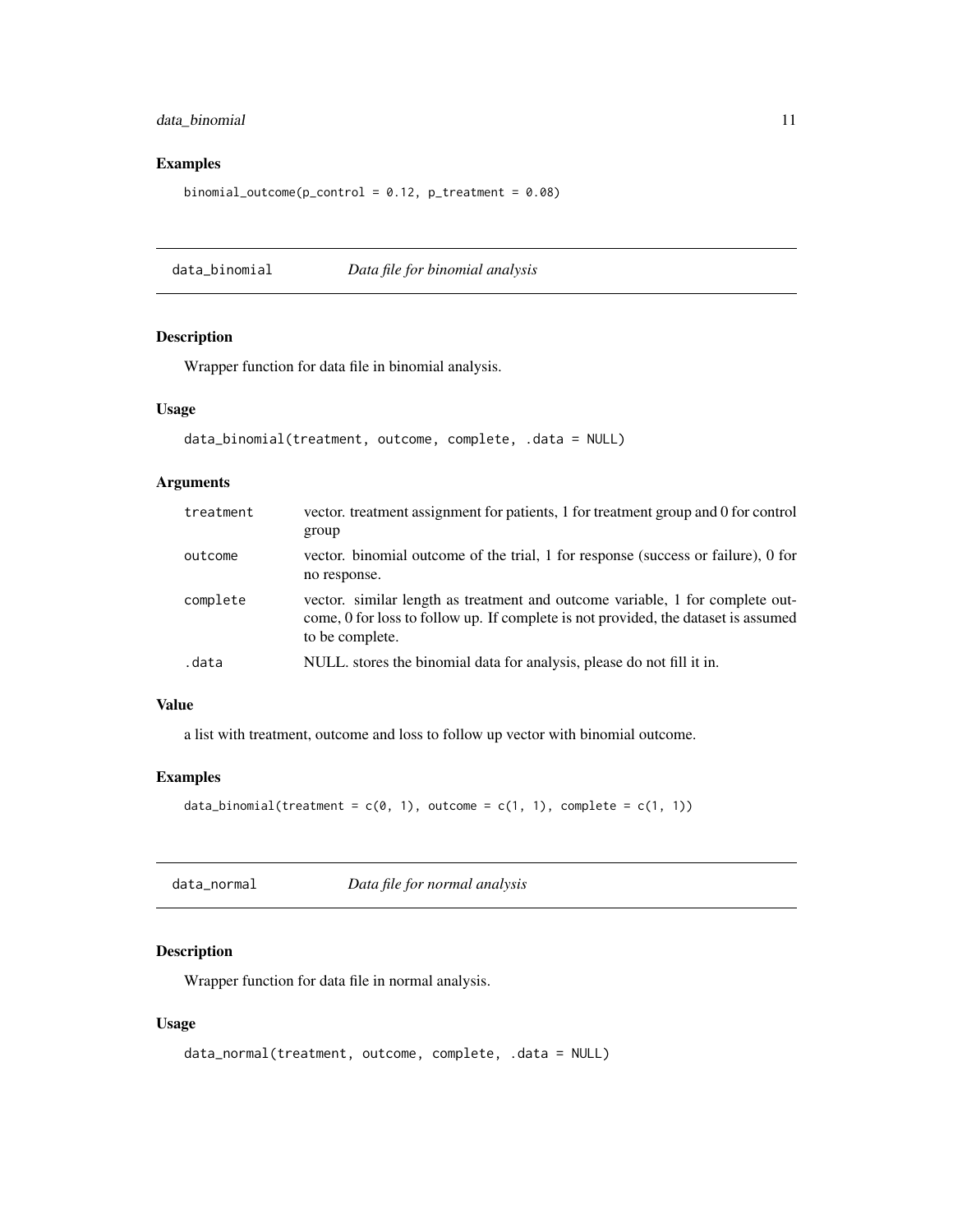## Examples

```
binomial_outcome(p_control = 0.12, p_treatment = 0.08)
```

---

# data_binomial — *Data file for binomial analysis*

---

## Description

Wrapper function for data file in binomial analysis.

## Usage

```
data_binomial(treatment, outcome, complete, .data = NULL)
```

## Arguments

| | |
|---|---|
| `treatment` | vector. treatment assignment for patients, 1 for treatment group and 0 for control group |
| `outcome` | vector. binomial outcome of the trial, 1 for response (success or failure), 0 for no response. |
| `complete` | vector. similar length as treatment and outcome variable, 1 for complete outcome, 0 for loss to follow up. If complete is not provided, the dataset is assumed to be complete. |
| `.data` | NULL. stores the binomial data for analysis, please do not fill it in. |

## Value

a list with treatment, outcome and loss to follow up vector with binomial outcome.

## Examples

```
data_binomial(treatment = c(0, 1), outcome = c(1, 1), complete = c(1, 1))
```

---

# data_normal — *Data file for normal analysis*

---

## Description

Wrapper function for data file in normal analysis.

## Usage

```
data_normal(treatment, outcome, complete, .data = NULL)
```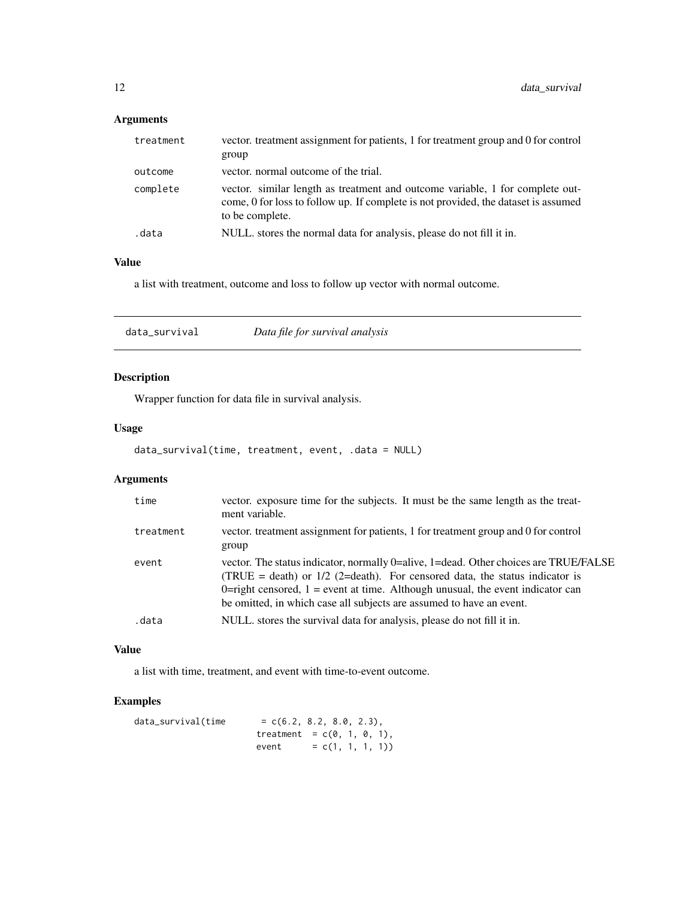### Arguments

| | |
|---|---|
| `treatment` | vector. treatment assignment for patients, 1 for treatment group and 0 for control group |
| `outcome` | vector. normal outcome of the trial. |
| `complete` | vector. similar length as treatment and outcome variable, 1 for complete outcome, 0 for loss to follow up. If complete is not provided, the dataset is assumed to be complete. |
| `.data` | NULL. stores the normal data for analysis, please do not fill it in. |

### Value

a list with treatment, outcome and loss to follow up vector with normal outcome.

---

## `data_survival` *Data file for survival analysis*

### Description

Wrapper function for data file in survival analysis.

### Usage

```
data_survival(time, treatment, event, .data = NULL)
```

### Arguments

| | |
|---|---|
| `time` | vector. exposure time for the subjects. It must be the same length as the treatment variable. |
| `treatment` | vector. treatment assignment for patients, 1 for treatment group and 0 for control group |
| `event` | vector. The status indicator, normally 0=alive, 1=dead. Other choices are TRUE/FALSE (TRUE = death) or 1/2 (2=death). For censored data, the status indicator is 0=right censored, 1 = event at time. Although unusual, the event indicator can be omitted, in which case all subjects are assumed to have an event. |
| `.data` | NULL. stores the survival data for analysis, please do not fill it in. |

### Value

a list with time, treatment, and event with time-to-event outcome.

### Examples

```
data_survival(time       = c(6.2, 8.2, 8.0, 2.3),
              treatment  = c(0, 1, 0, 1),
              event      = c(1, 1, 1, 1))
```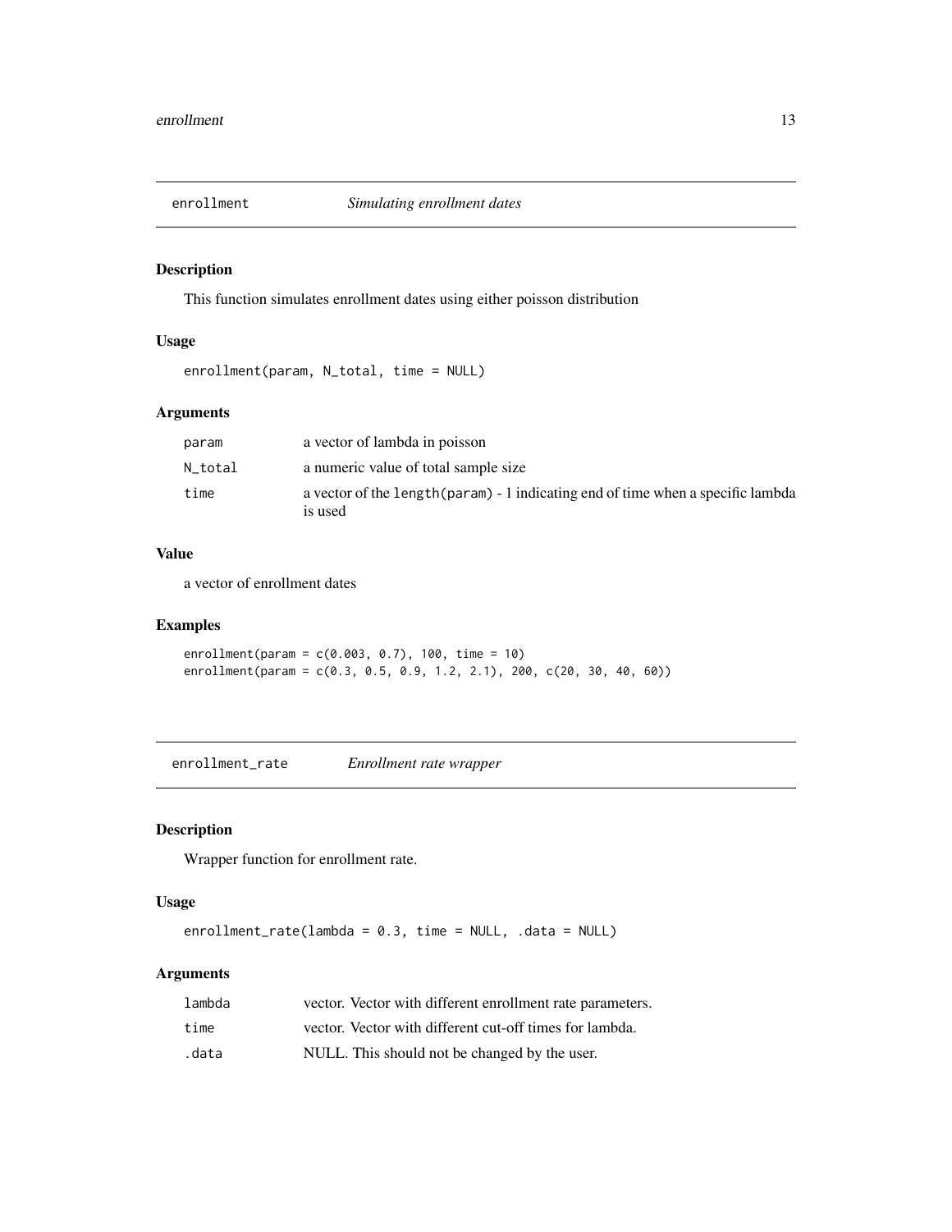## enrollment — *Simulating enrollment dates*

### Description

This function simulates enrollment dates using either poisson distribution

### Usage

```
enrollment(param, N_total, time = NULL)
```

### Arguments

| | |
|---|---|
| `param` | a vector of lambda in poisson |
| `N_total` | a numeric value of total sample size |
| `time` | a vector of the `length(param) - 1` indicating end of time when a specific lambda is used |

### Value

a vector of enrollment dates

### Examples

```
enrollment(param = c(0.003, 0.7), 100, time = 10)
enrollment(param = c(0.3, 0.5, 0.9, 1.2, 2.1), 200, c(20, 30, 40, 60))
```

## enrollment_rate — *Enrollment rate wrapper*

### Description

Wrapper function for enrollment rate.

### Usage

```
enrollment_rate(lambda = 0.3, time = NULL, .data = NULL)
```

### Arguments

| | |
|---|---|
| `lambda` | vector. Vector with different enrollment rate parameters. |
| `time` | vector. Vector with different cut-off times for lambda. |
| `.data` | NULL. This should not be changed by the user. |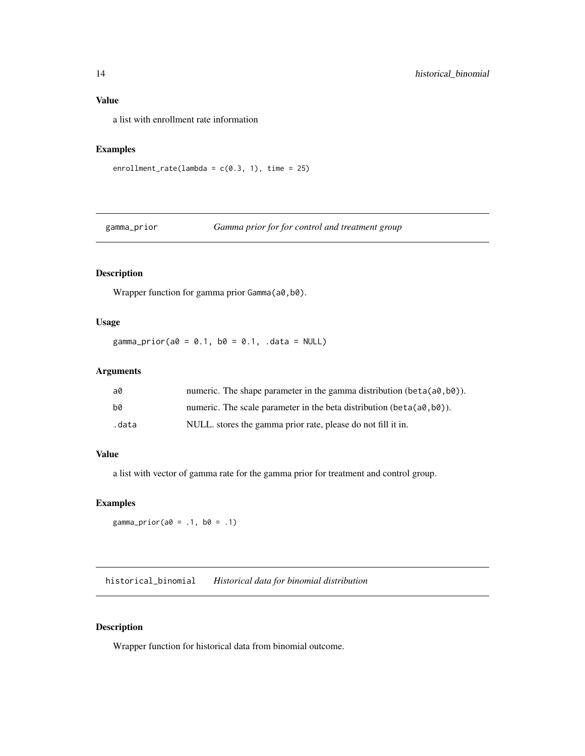### Value

a list with enrollment rate information

### Examples

```
enrollment_rate(lambda = c(0.3, 1), time = 25)
```

## gamma_prior    *Gamma prior for for control and treatment group*

### Description

Wrapper function for gamma prior `Gamma(a0,b0)`.

### Usage

```
gamma_prior(a0 = 0.1, b0 = 0.1, .data = NULL)
```

### Arguments

| | |
|---|---|
| a0 | numeric. The shape parameter in the gamma distribution (`beta(a0,b0)`). |
| b0 | numeric. The scale parameter in the beta distribution (`beta(a0,b0)`). |
| .data | NULL. stores the gamma prior rate, please do not fill it in. |

### Value

a list with vector of gamma rate for the gamma prior for treatment and control group.

### Examples

```
gamma_prior(a0 = .1, b0 = .1)
```

## historical_binomial    *Historical data for binomial distribution*

### Description

Wrapper function for historical data from binomial outcome.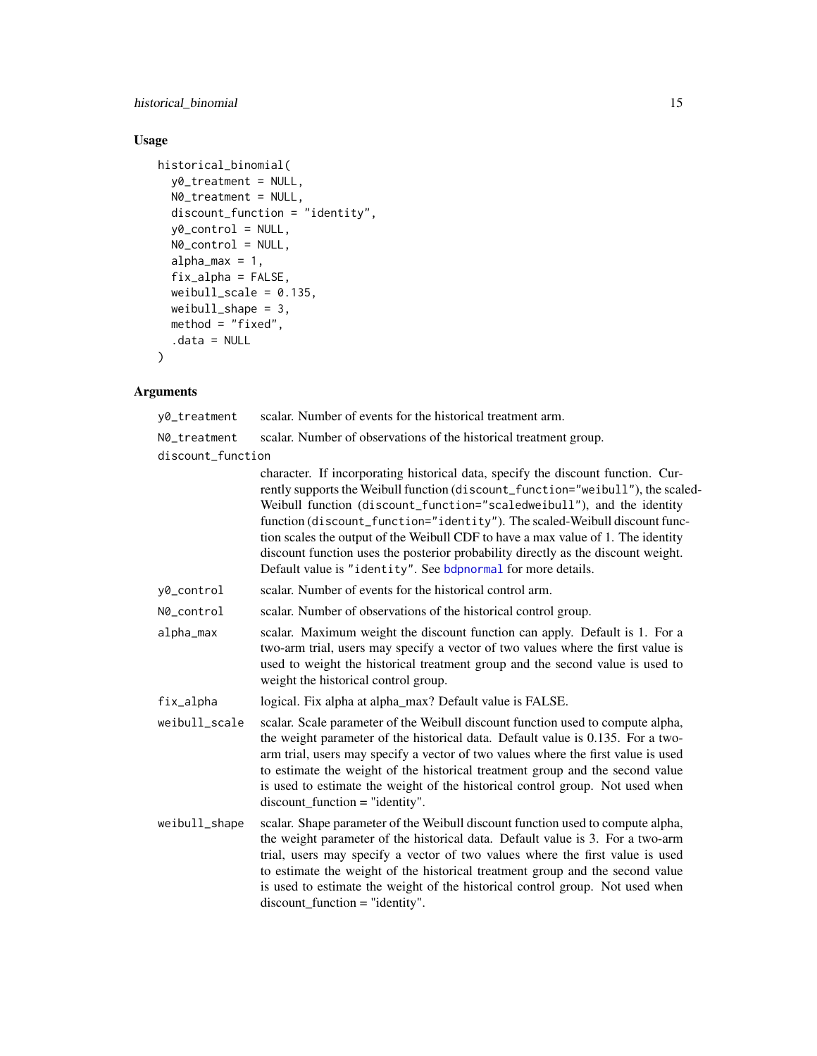## Usage

```
historical_binomial(
  y0_treatment = NULL,
  N0_treatment = NULL,
  discount_function = "identity",
  y0_control = NULL,
  N0_control = NULL,
  alpha_max = 1,
  fix_alpha = FALSE,
  weibull_scale = 0.135,
  weibull_shape = 3,
  method = "fixed",
  .data = NULL
)
```

## Arguments

`y0_treatment` scalar. Number of events for the historical treatment arm.

`N0_treatment` scalar. Number of observations of the historical treatment group.

`discount_function` character. If incorporating historical data, specify the discount function. Currently supports the Weibull function (`discount_function="weibull"`), the scaled-Weibull function (`discount_function="scaledweibull"`), and the identity function (`discount_function="identity"`). The scaled-Weibull discount function scales the output of the Weibull CDF to have a max value of 1. The identity discount function uses the posterior probability directly as the discount weight. Default value is `"identity"`. See `bdpnormal` for more details.

`y0_control` scalar. Number of events for the historical control arm.

`N0_control` scalar. Number of observations of the historical control group.

`alpha_max` scalar. Maximum weight the discount function can apply. Default is 1. For a two-arm trial, users may specify a vector of two values where the first value is used to weight the historical treatment group and the second value is used to weight the historical control group.

`fix_alpha` logical. Fix alpha at alpha_max? Default value is FALSE.

`weibull_scale` scalar. Scale parameter of the Weibull discount function used to compute alpha, the weight parameter of the historical data. Default value is 0.135. For a two-arm trial, users may specify a vector of two values where the first value is used to estimate the weight of the historical treatment group and the second value is used to estimate the weight of the historical control group. Not used when discount_function = "identity".

`weibull_shape` scalar. Shape parameter of the Weibull discount function used to compute alpha, the weight parameter of the historical data. Default value is 3. For a two-arm trial, users may specify a vector of two values where the first value is used to estimate the weight of the historical treatment group and the second value is used to estimate the weight of the historical control group. Not used when discount_function = "identity".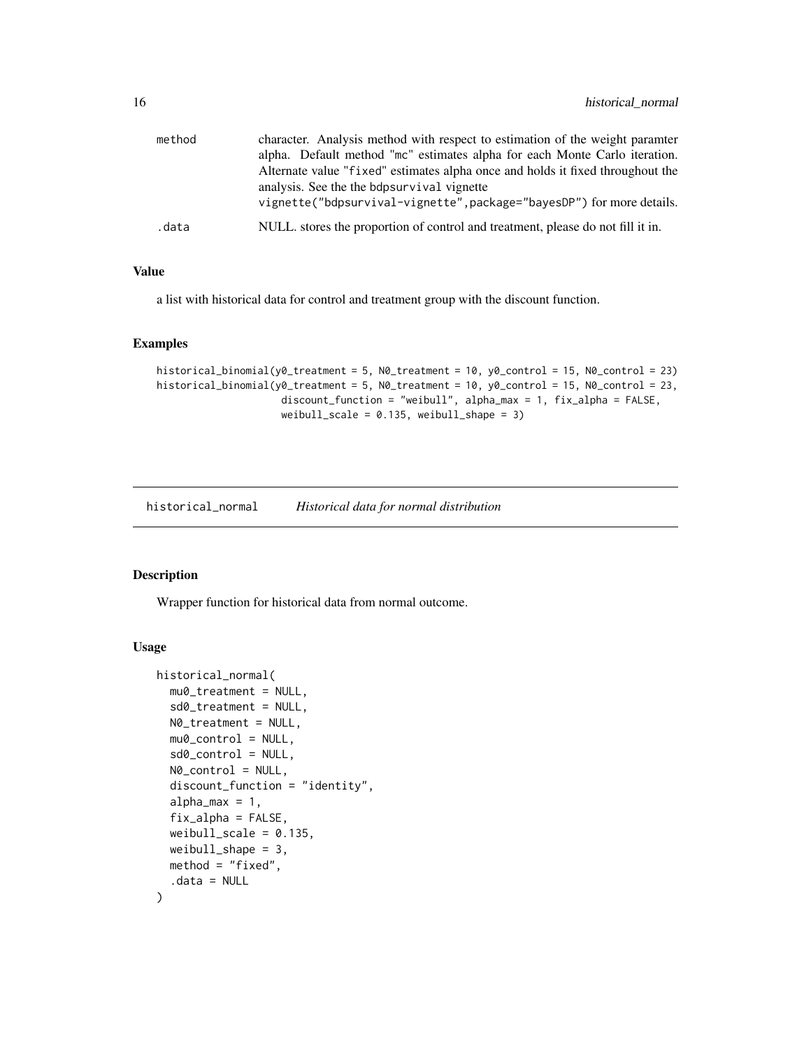| | |
|---|---|
| method | character. Analysis method with respect to estimation of the weight paramter alpha. Default method "mc" estimates alpha for each Monte Carlo iteration. Alternate value "fixed" estimates alpha once and holds it fixed throughout the analysis. See the the bdpsurvival vignette vignette("bdpsurvival-vignette",package="bayesDP") for more details. |
| .data | NULL. stores the proportion of control and treatment, please do not fill it in. |

### Value

a list with historical data for control and treatment group with the discount function.

### Examples

```
historical_binomial(y0_treatment = 5, N0_treatment = 10, y0_control = 15, N0_control = 23)
historical_binomial(y0_treatment = 5, N0_treatment = 10, y0_control = 15, N0_control = 23,
                    discount_function = "weibull", alpha_max = 1, fix_alpha = FALSE,
                    weibull_scale = 0.135, weibull_shape = 3)
```

---

## historical_normal — *Historical data for normal distribution*

### Description

Wrapper function for historical data from normal outcome.

### Usage

```
historical_normal(
  mu0_treatment = NULL,
  sd0_treatment = NULL,
  N0_treatment = NULL,
  mu0_control = NULL,
  sd0_control = NULL,
  N0_control = NULL,
  discount_function = "identity",
  alpha_max = 1,
  fix_alpha = FALSE,
  weibull_scale = 0.135,
  weibull_shape = 3,
  method = "fixed",
  .data = NULL
)
```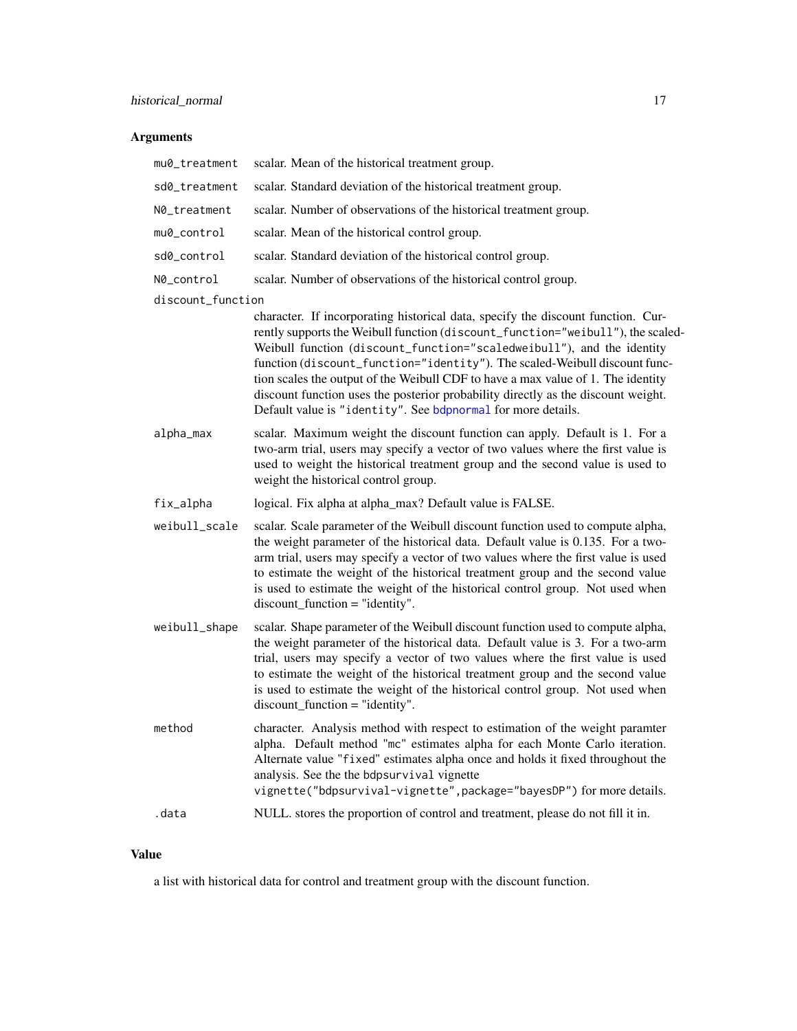## Arguments

| | |
|---|---|
| `mu0_treatment` | scalar. Mean of the historical treatment group. |
| `sd0_treatment` | scalar. Standard deviation of the historical treatment group. |
| `N0_treatment` | scalar. Number of observations of the historical treatment group. |
| `mu0_control` | scalar. Mean of the historical control group. |
| `sd0_control` | scalar. Standard deviation of the historical control group. |
| `N0_control` | scalar. Number of observations of the historical control group. |
| `discount_function` | character. If incorporating historical data, specify the discount function. Currently supports the Weibull function (`discount_function="weibull"`), the scaled-Weibull function (`discount_function="scaledweibull"`), and the identity function (`discount_function="identity"`). The scaled-Weibull discount function scales the output of the Weibull CDF to have a max value of 1. The identity discount function uses the posterior probability directly as the discount weight. Default value is `"identity"`. See `bdpnormal` for more details. |
| `alpha_max` | scalar. Maximum weight the discount function can apply. Default is 1. For a two-arm trial, users may specify a vector of two values where the first value is used to weight the historical treatment group and the second value is used to weight the historical control group. |
| `fix_alpha` | logical. Fix alpha at alpha_max? Default value is FALSE. |
| `weibull_scale` | scalar. Scale parameter of the Weibull discount function used to compute alpha, the weight parameter of the historical data. Default value is 0.135. For a two-arm trial, users may specify a vector of two values where the first value is used to estimate the weight of the historical treatment group and the second value is used to estimate the weight of the historical control group. Not used when discount_function = "identity". |
| `weibull_shape` | scalar. Shape parameter of the Weibull discount function used to compute alpha, the weight parameter of the historical data. Default value is 3. For a two-arm trial, users may specify a vector of two values where the first value is used to estimate the weight of the historical treatment group and the second value is used to estimate the weight of the historical control group. Not used when discount_function = "identity". |
| `method` | character. Analysis method with respect to estimation of the weight paramter alpha. Default method "mc" estimates alpha for each Monte Carlo iteration. Alternate value "fixed" estimates alpha once and holds it fixed throughout the analysis. See the the `bdpsurvival` vignette `vignette("bdpsurvival-vignette",package="bayesDP")` for more details. |
| `.data` | NULL. stores the proportion of control and treatment, please do not fill it in. |

## Value

a list with historical data for control and treatment group with the discount function.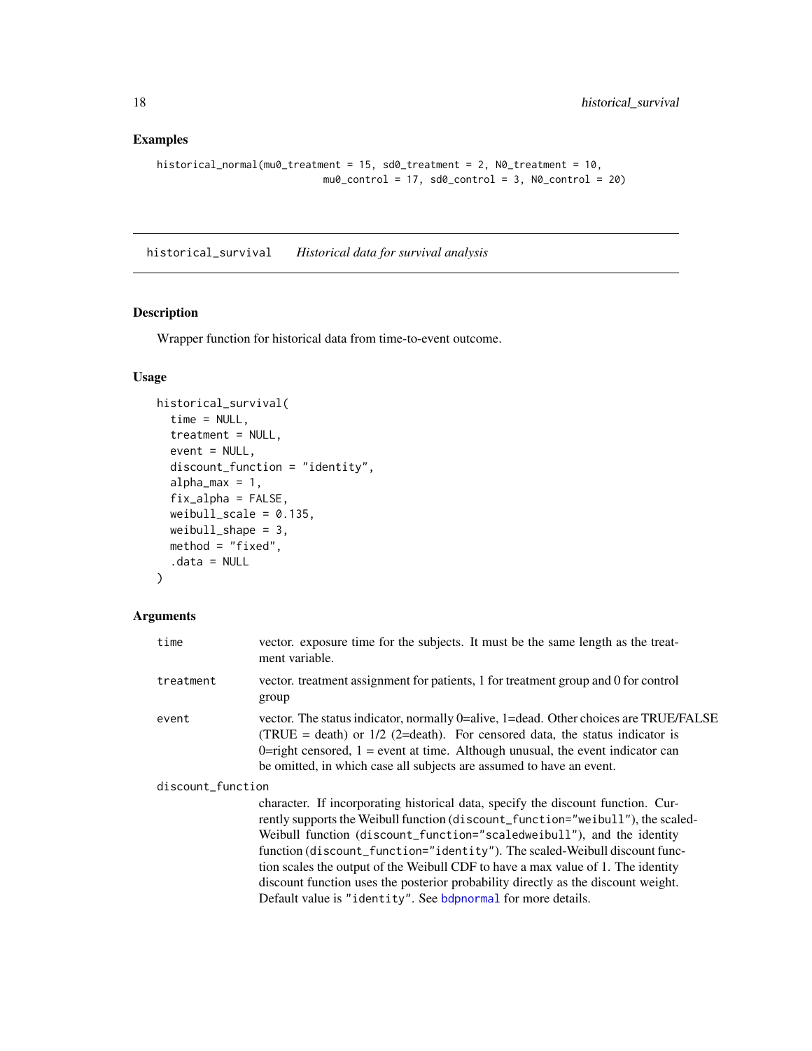## Examples

```
historical_normal(mu0_treatment = 15, sd0_treatment = 2, N0_treatment = 10,
                         mu0_control = 17, sd0_control = 3, N0_control = 20)
```

---

## historical_survival    *Historical data for survival analysis*

---

### Description

Wrapper function for historical data from time-to-event outcome.

### Usage

```
historical_survival(
  time = NULL,
  treatment = NULL,
  event = NULL,
  discount_function = "identity",
  alpha_max = 1,
  fix_alpha = FALSE,
  weibull_scale = 0.135,
  weibull_shape = 3,
  method = "fixed",
  .data = NULL
)
```

### Arguments

`time` — vector. exposure time for the subjects. It must be the same length as the treatment variable.

`treatment` — vector. treatment assignment for patients, 1 for treatment group and 0 for control group

`event` — vector. The status indicator, normally 0=alive, 1=dead. Other choices are TRUE/FALSE (TRUE = death) or 1/2 (2=death). For censored data, the status indicator is 0=right censored, 1 = event at time. Although unusual, the event indicator can be omitted, in which case all subjects are assumed to have an event.

`discount_function` — character. If incorporating historical data, specify the discount function. Currently supports the Weibull function (`discount_function="weibull"`), the scaled-Weibull function (`discount_function="scaledweibull"`), and the identity function (`discount_function="identity"`). The scaled-Weibull discount function scales the output of the Weibull CDF to have a max value of 1. The identity discount function uses the posterior probability directly as the discount weight. Default value is `"identity"`. See `bdpnormal` for more details.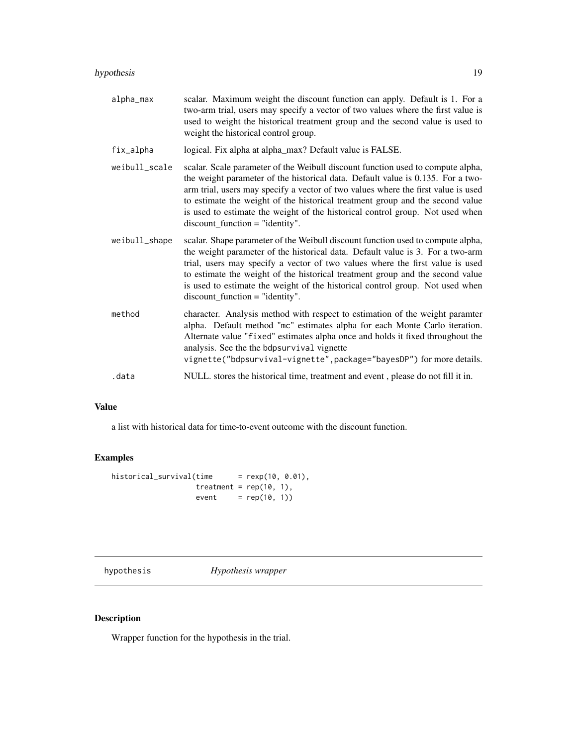| | |
|---|---|
| alpha_max | scalar. Maximum weight the discount function can apply. Default is 1. For a two-arm trial, users may specify a vector of two values where the first value is used to weight the historical treatment group and the second value is used to weight the historical control group. |
| fix_alpha | logical. Fix alpha at alpha_max? Default value is FALSE. |
| weibull_scale | scalar. Scale parameter of the Weibull discount function used to compute alpha, the weight parameter of the historical data. Default value is 0.135. For a two-arm trial, users may specify a vector of two values where the first value is used to estimate the weight of the historical treatment group and the second value is used to estimate the weight of the historical control group. Not used when discount_function = "identity". |
| weibull_shape | scalar. Shape parameter of the Weibull discount function used to compute alpha, the weight parameter of the historical data. Default value is 3. For a two-arm trial, users may specify a vector of two values where the first value is used to estimate the weight of the historical treatment group and the second value is used to estimate the weight of the historical control group. Not used when discount_function = "identity". |
| method | character. Analysis method with respect to estimation of the weight paramter alpha. Default method "mc" estimates alpha for each Monte Carlo iteration. Alternate value "fixed" estimates alpha once and holds it fixed throughout the analysis. See the the bdpsurvival vignette vignette("bdpsurvival-vignette",package="bayesDP") for more details. |
| .data | NULL. stores the historical time, treatment and event , please do not fill it in. |

## Value

a list with historical data for time-to-event outcome with the discount function.

## Examples

```
historical_survival(time      = rexp(10, 0.01),
                    treatment = rep(10, 1),
                    event     = rep(10, 1))
```

---

# hypothesis *Hypothesis wrapper*

## Description

Wrapper function for the hypothesis in the trial.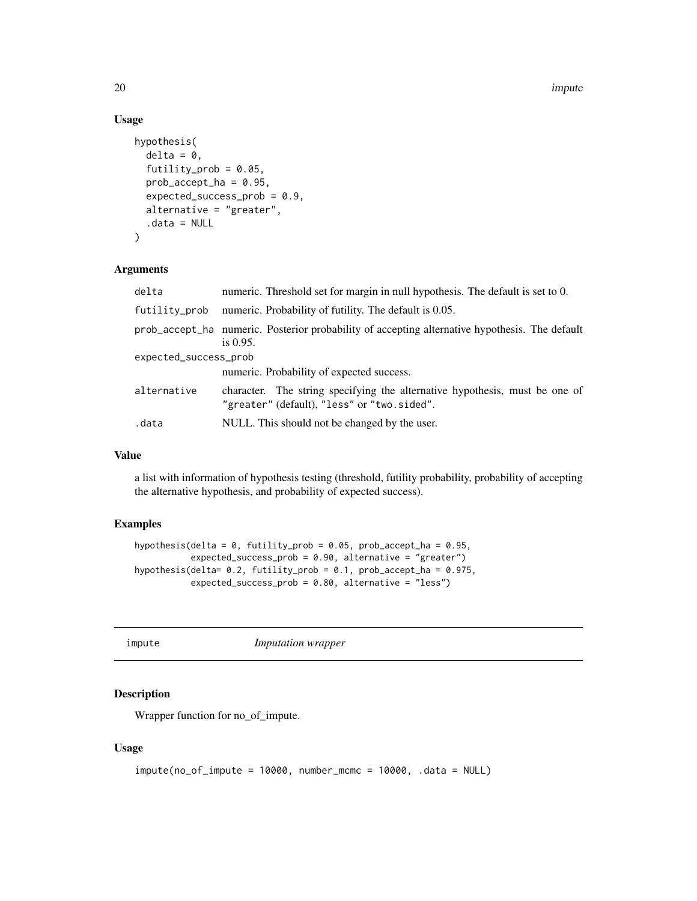## Usage

```
hypothesis(
  delta = 0,
  futility_prob = 0.05,
  prob_accept_ha = 0.95,
  expected_success_prob = 0.9,
  alternative = "greater",
  .data = NULL
)
```

## Arguments

| | |
|---|---|
| delta | numeric. Threshold set for margin in null hypothesis. The default is set to 0. |
| futility_prob | numeric. Probability of futility. The default is 0.05. |
| prob_accept_ha | numeric. Posterior probability of accepting alternative hypothesis. The default is 0.95. |
| expected_success_prob | numeric. Probability of expected success. |
| alternative | character. The string specifying the alternative hypothesis, must be one of "greater" (default), "less" or "two.sided". |
| .data | NULL. This should not be changed by the user. |

## Value

a list with information of hypothesis testing (threshold, futility probability, probability of accepting the alternative hypothesis, and probability of expected success).

## Examples

```
hypothesis(delta = 0, futility_prob = 0.05, prob_accept_ha = 0.95,
           expected_success_prob = 0.90, alternative = "greater")
hypothesis(delta= 0.2, futility_prob = 0.1, prob_accept_ha = 0.975,
           expected_success_prob = 0.80, alternative = "less")
```

---

# impute — *Imputation wrapper*

## Description

Wrapper function for no_of_impute.

## Usage

```
impute(no_of_impute = 10000, number_mcmc = 10000, .data = NULL)
```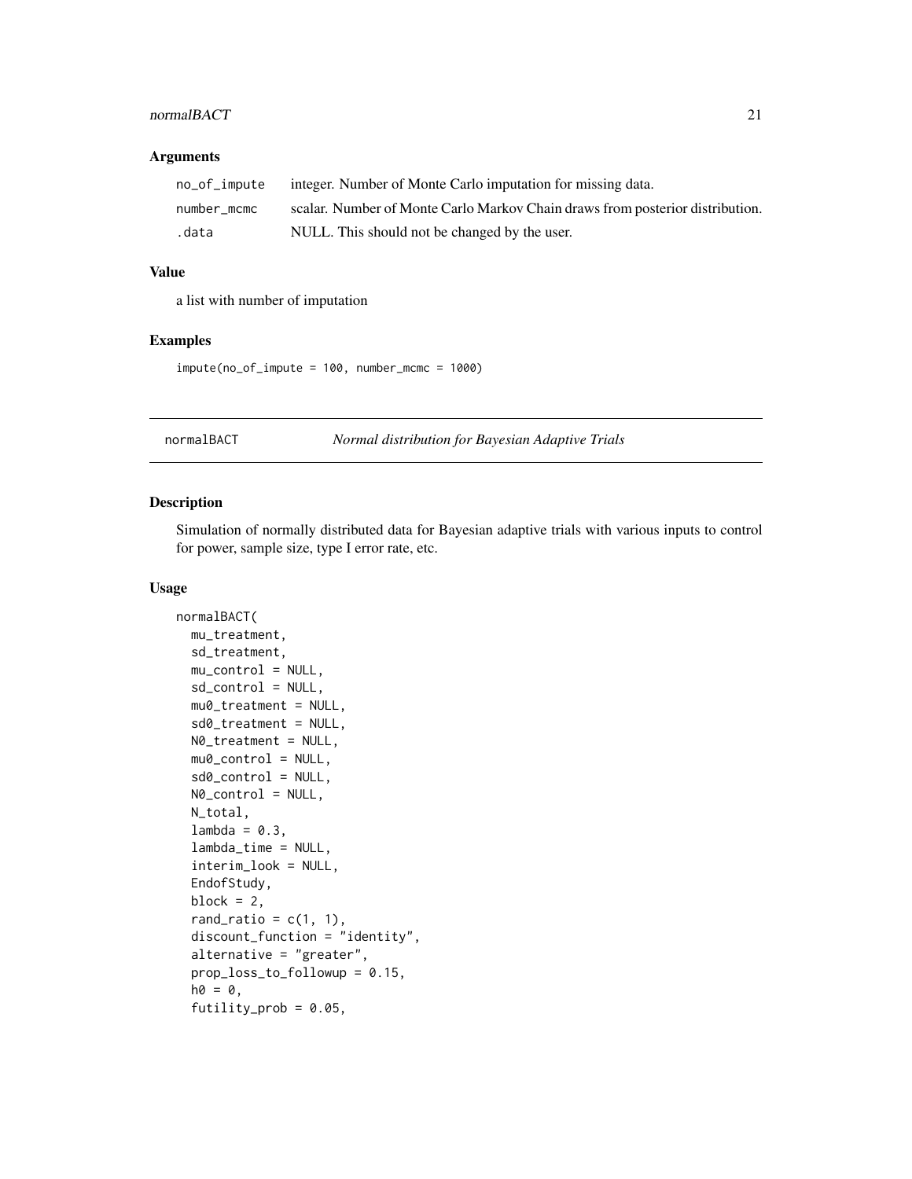### Arguments

| | |
|---|---|
| no_of_impute | integer. Number of Monte Carlo imputation for missing data. |
| number_mcmc | scalar. Number of Monte Carlo Markov Chain draws from posterior distribution. |
| .data | NULL. This should not be changed by the user. |

### Value

a list with number of imputation

### Examples

```
impute(no_of_impute = 100, number_mcmc = 1000)
```

---

## normalBACT — *Normal distribution for Bayesian Adaptive Trials*

### Description

Simulation of normally distributed data for Bayesian adaptive trials with various inputs to control for power, sample size, type I error rate, etc.

### Usage

```
normalBACT(
  mu_treatment,
  sd_treatment,
  mu_control = NULL,
  sd_control = NULL,
  mu0_treatment = NULL,
  sd0_treatment = NULL,
  N0_treatment = NULL,
  mu0_control = NULL,
  sd0_control = NULL,
  N0_control = NULL,
  N_total,
  lambda = 0.3,
  lambda_time = NULL,
  interim_look = NULL,
  EndofStudy,
  block = 2,
  rand_ratio = c(1, 1),
  discount_function = "identity",
  alternative = "greater",
  prop_loss_to_followup = 0.15,
  h0 = 0,
  futility_prob = 0.05,
```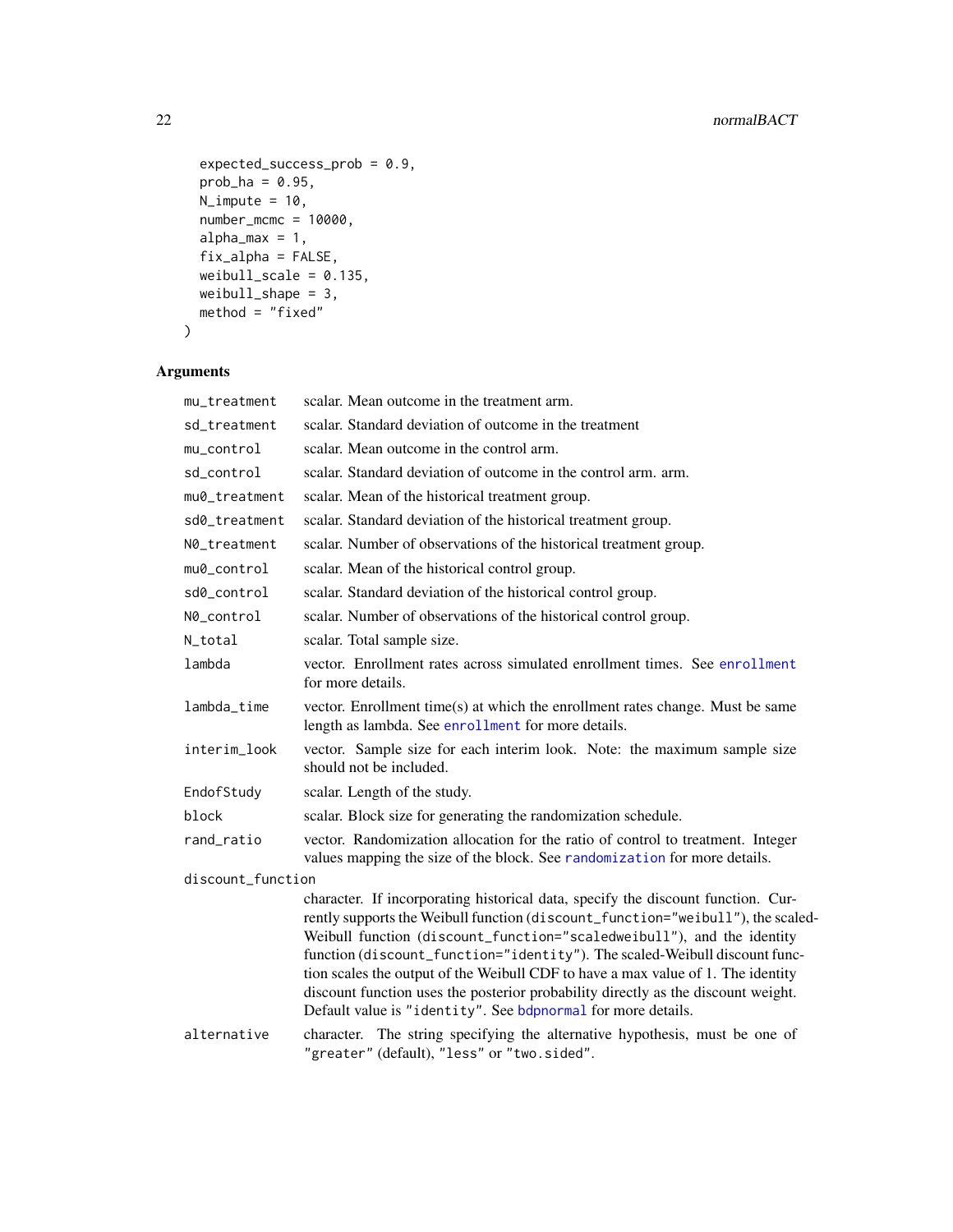```
  expected_success_prob = 0.9,
  prob_ha = 0.95,
  N_impute = 10,
  number_mcmc = 10000,
  alpha_max = 1,
  fix_alpha = FALSE,
  weibull_scale = 0.135,
  weibull_shape = 3,
  method = "fixed"
)
```

## Arguments

| Argument | Description |
|---|---|
| mu_treatment | scalar. Mean outcome in the treatment arm. |
| sd_treatment | scalar. Standard deviation of outcome in the treatment |
| mu_control | scalar. Mean outcome in the control arm. |
| sd_control | scalar. Standard deviation of outcome in the control arm. arm. |
| mu0_treatment | scalar. Mean of the historical treatment group. |
| sd0_treatment | scalar. Standard deviation of the historical treatment group. |
| N0_treatment | scalar. Number of observations of the historical treatment group. |
| mu0_control | scalar. Mean of the historical control group. |
| sd0_control | scalar. Standard deviation of the historical control group. |
| N0_control | scalar. Number of observations of the historical control group. |
| N_total | scalar. Total sample size. |
| lambda | vector. Enrollment rates across simulated enrollment times. See enrollment for more details. |
| lambda_time | vector. Enrollment time(s) at which the enrollment rates change. Must be same length as lambda. See enrollment for more details. |
| interim_look | vector. Sample size for each interim look. Note: the maximum sample size should not be included. |
| EndofStudy | scalar. Length of the study. |
| block | scalar. Block size for generating the randomization schedule. |
| rand_ratio | vector. Randomization allocation for the ratio of control to treatment. Integer values mapping the size of the block. See randomization for more details. |
| discount_function | character. If incorporating historical data, specify the discount function. Currently supports the Weibull function (discount_function="weibull"), the scaled-Weibull function (discount_function="scaledweibull"), and the identity function (discount_function="identity"). The scaled-Weibull discount function scales the output of the Weibull CDF to have a max value of 1. The identity discount function uses the posterior probability directly as the discount weight. Default value is "identity". See bdpnormal for more details. |
| alternative | character. The string specifying the alternative hypothesis, must be one of "greater" (default), "less" or "two.sided". |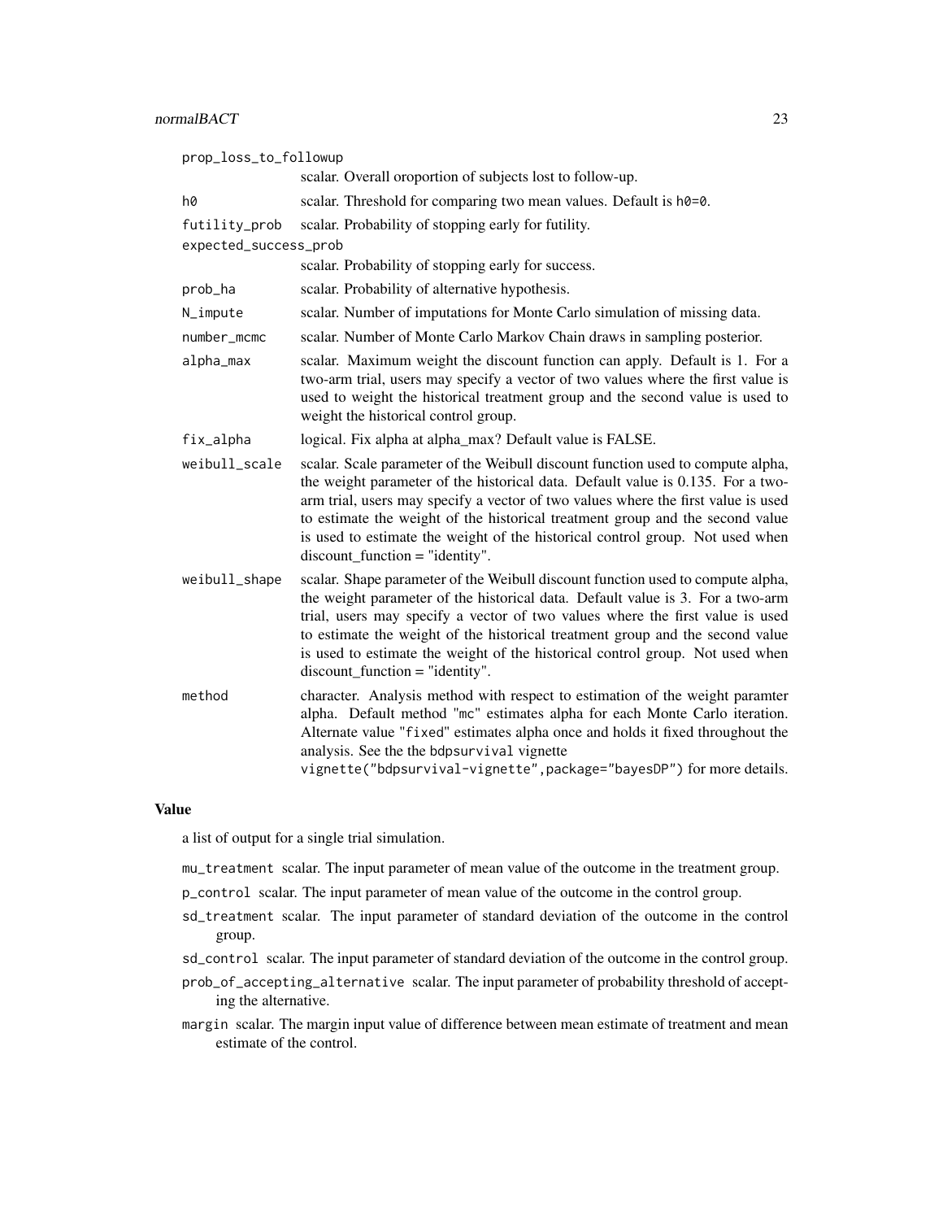prop_loss_to_followup
: scalar. Overall oroportion of subjects lost to follow-up.

h0
: scalar. Threshold for comparing two mean values. Default is `h0=0`.

futility_prob
: scalar. Probability of stopping early for futility.

expected_success_prob
: scalar. Probability of stopping early for success.

prob_ha
: scalar. Probability of alternative hypothesis.

N_impute
: scalar. Number of imputations for Monte Carlo simulation of missing data.

number_mcmc
: scalar. Number of Monte Carlo Markov Chain draws in sampling posterior.

alpha_max
: scalar. Maximum weight the discount function can apply. Default is 1. For a two-arm trial, users may specify a vector of two values where the first value is used to weight the historical treatment group and the second value is used to weight the historical control group.

fix_alpha
: logical. Fix alpha at alpha_max? Default value is FALSE.

weibull_scale
: scalar. Scale parameter of the Weibull discount function used to compute alpha, the weight parameter of the historical data. Default value is 0.135. For a two-arm trial, users may specify a vector of two values where the first value is used to estimate the weight of the historical treatment group and the second value is used to estimate the weight of the historical control group. Not used when discount_function = "identity".

weibull_shape
: scalar. Shape parameter of the Weibull discount function used to compute alpha, the weight parameter of the historical data. Default value is 3. For a two-arm trial, users may specify a vector of two values where the first value is used to estimate the weight of the historical treatment group and the second value is used to estimate the weight of the historical control group. Not used when discount_function = "identity".

method
: character. Analysis method with respect to estimation of the weight paramter alpha. Default method "mc" estimates alpha for each Monte Carlo iteration. Alternate value "fixed" estimates alpha once and holds it fixed throughout the analysis. See the the bdpsurvival vignette `vignette("bdpsurvival-vignette",package="bayesDP")` for more details.

### Value

a list of output for a single trial simulation.

- `mu_treatment` scalar. The input parameter of mean value of the outcome in the treatment group.
- `p_control` scalar. The input parameter of mean value of the outcome in the control group.
- `sd_treatment` scalar. The input parameter of standard deviation of the outcome in the control group.
- `sd_control` scalar. The input parameter of standard deviation of the outcome in the control group.
- `prob_of_accepting_alternative` scalar. The input parameter of probability threshold of accepting the alternative.
- `margin` scalar. The margin input value of difference between mean estimate of treatment and mean estimate of the control.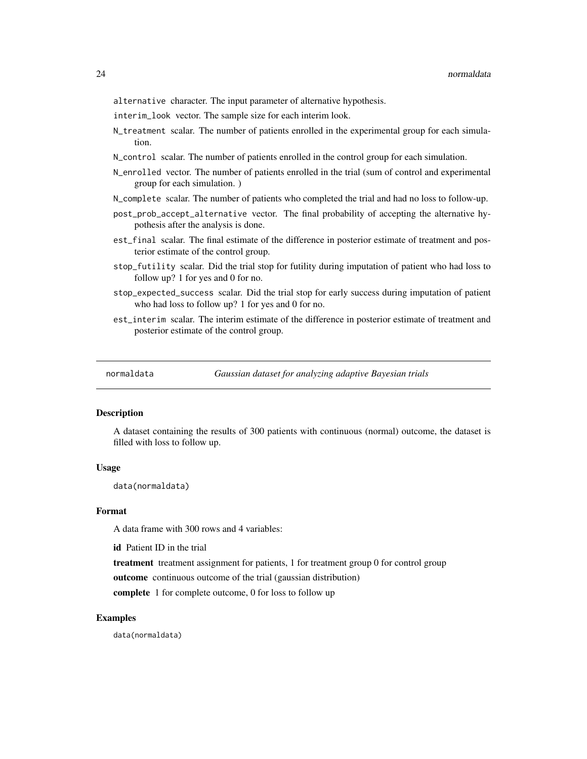alternative character. The input parameter of alternative hypothesis.

interim_look vector. The sample size for each interim look.

N_treatment scalar. The number of patients enrolled in the experimental group for each simulation.

N_control scalar. The number of patients enrolled in the control group for each simulation.

N_enrolled vector. The number of patients enrolled in the trial (sum of control and experimental group for each simulation. )

N_complete scalar. The number of patients who completed the trial and had no loss to follow-up.

post_prob_accept_alternative vector. The final probability of accepting the alternative hypothesis after the analysis is done.

est_final scalar. The final estimate of the difference in posterior estimate of treatment and posterior estimate of the control group.

stop_futility scalar. Did the trial stop for futility during imputation of patient who had loss to follow up? 1 for yes and 0 for no.

stop_expected_success scalar. Did the trial stop for early success during imputation of patient who had loss to follow up? 1 for yes and 0 for no.

est_interim scalar. The interim estimate of the difference in posterior estimate of treatment and posterior estimate of the control group.

## normaldata *Gaussian dataset for analyzing adaptive Bayesian trials*

### Description

A dataset containing the results of 300 patients with continuous (normal) outcome, the dataset is filled with loss to follow up.

### Usage

```
data(normaldata)
```

### Format

A data frame with 300 rows and 4 variables:

**id** Patient ID in the trial

**treatment** treatment assignment for patients, 1 for treatment group 0 for control group

**outcome** continuous outcome of the trial (gaussian distribution)

**complete** 1 for complete outcome, 0 for loss to follow up

### Examples

```
data(normaldata)
```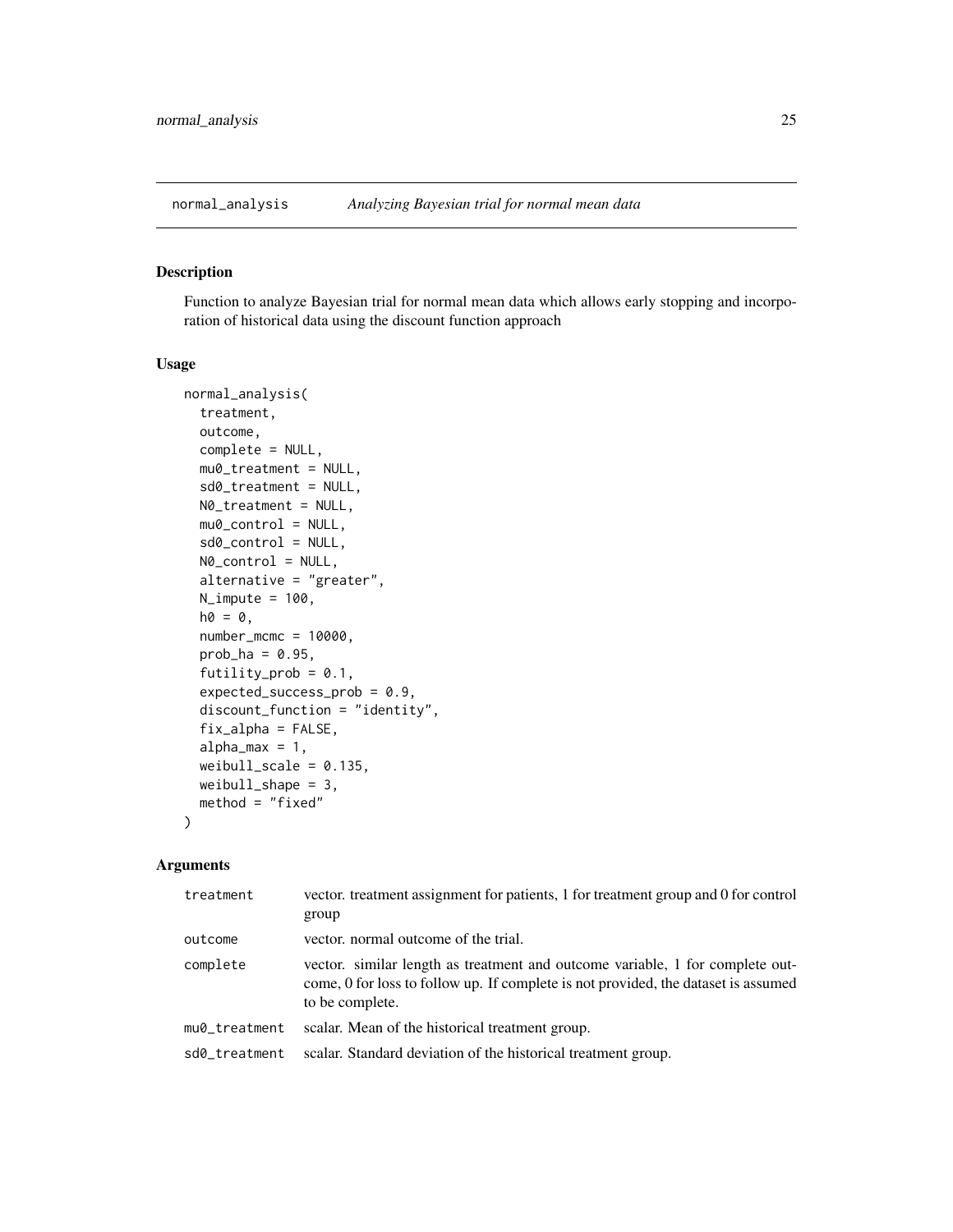## normal_analysis *Analyzing Bayesian trial for normal mean data*

### Description

Function to analyze Bayesian trial for normal mean data which allows early stopping and incorporation of historical data using the discount function approach

### Usage

```
normal_analysis(
  treatment,
  outcome,
  complete = NULL,
  mu0_treatment = NULL,
  sd0_treatment = NULL,
  N0_treatment = NULL,
  mu0_control = NULL,
  sd0_control = NULL,
  N0_control = NULL,
  alternative = "greater",
  N_impute = 100,
  h0 = 0,
  number_mcmc = 10000,
  prob_ha = 0.95,
  futility_prob = 0.1,
  expected_success_prob = 0.9,
  discount_function = "identity",
  fix_alpha = FALSE,
  alpha_max = 1,
  weibull_scale = 0.135,
  weibull_shape = 3,
  method = "fixed"
)
```

### Arguments

| | |
|---|---|
| `treatment` | vector. treatment assignment for patients, 1 for treatment group and 0 for control group |
| `outcome` | vector. normal outcome of the trial. |
| `complete` | vector. similar length as treatment and outcome variable, 1 for complete outcome, 0 for loss to follow up. If complete is not provided, the dataset is assumed to be complete. |
| `mu0_treatment` | scalar. Mean of the historical treatment group. |
| `sd0_treatment` | scalar. Standard deviation of the historical treatment group. |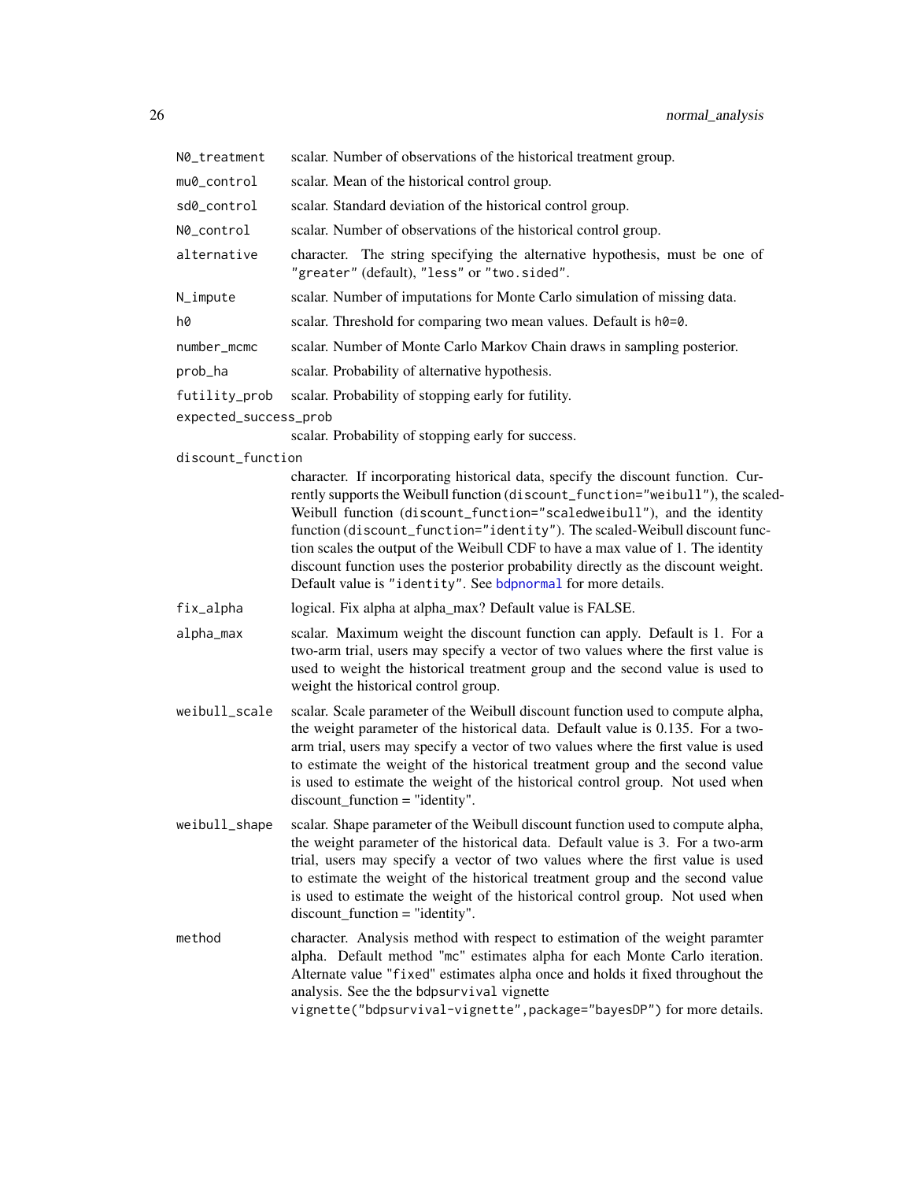| | |
|---|---|
| N0_treatment | scalar. Number of observations of the historical treatment group. |
| mu0_control | scalar. Mean of the historical control group. |
| sd0_control | scalar. Standard deviation of the historical control group. |
| N0_control | scalar. Number of observations of the historical control group. |
| alternative | character. The string specifying the alternative hypothesis, must be one of `"greater"` (default), `"less"` or `"two.sided"`. |
| N_impute | scalar. Number of imputations for Monte Carlo simulation of missing data. |
| h0 | scalar. Threshold for comparing two mean values. Default is `h0=0`. |
| number_mcmc | scalar. Number of Monte Carlo Markov Chain draws in sampling posterior. |
| prob_ha | scalar. Probability of alternative hypothesis. |
| futility_prob | scalar. Probability of stopping early for futility. |
| expected_success_prob | scalar. Probability of stopping early for success. |
| discount_function | character. If incorporating historical data, specify the discount function. Currently supports the Weibull function (`discount_function="weibull"`), the scaled-Weibull function (`discount_function="scaledweibull"`), and the identity function (`discount_function="identity"`). The scaled-Weibull discount function scales the output of the Weibull CDF to have a max value of 1. The identity discount function uses the posterior probability directly as the discount weight. Default value is `"identity"`. See `bdpnormal` for more details. |
| fix_alpha | logical. Fix alpha at alpha_max? Default value is FALSE. |
| alpha_max | scalar. Maximum weight the discount function can apply. Default is 1. For a two-arm trial, users may specify a vector of two values where the first value is used to weight the historical treatment group and the second value is used to weight the historical control group. |
| weibull_scale | scalar. Scale parameter of the Weibull discount function used to compute alpha, the weight parameter of the historical data. Default value is 0.135. For a two-arm trial, users may specify a vector of two values where the first value is used to estimate the weight of the historical treatment group and the second value is used to estimate the weight of the historical control group. Not used when discount_function = "identity". |
| weibull_shape | scalar. Shape parameter of the Weibull discount function used to compute alpha, the weight parameter of the historical data. Default value is 3. For a two-arm trial, users may specify a vector of two values where the first value is used to estimate the weight of the historical treatment group and the second value is used to estimate the weight of the historical control group. Not used when discount_function = "identity". |
| method | character. Analysis method with respect to estimation of the weight paramter alpha. Default method `"mc"` estimates alpha for each Monte Carlo iteration. Alternate value `"fixed"` estimates alpha once and holds it fixed throughout the analysis. See the the `bdpsurvival` vignette `vignette("bdpsurvival-vignette",package="bayesDP")` for more details. |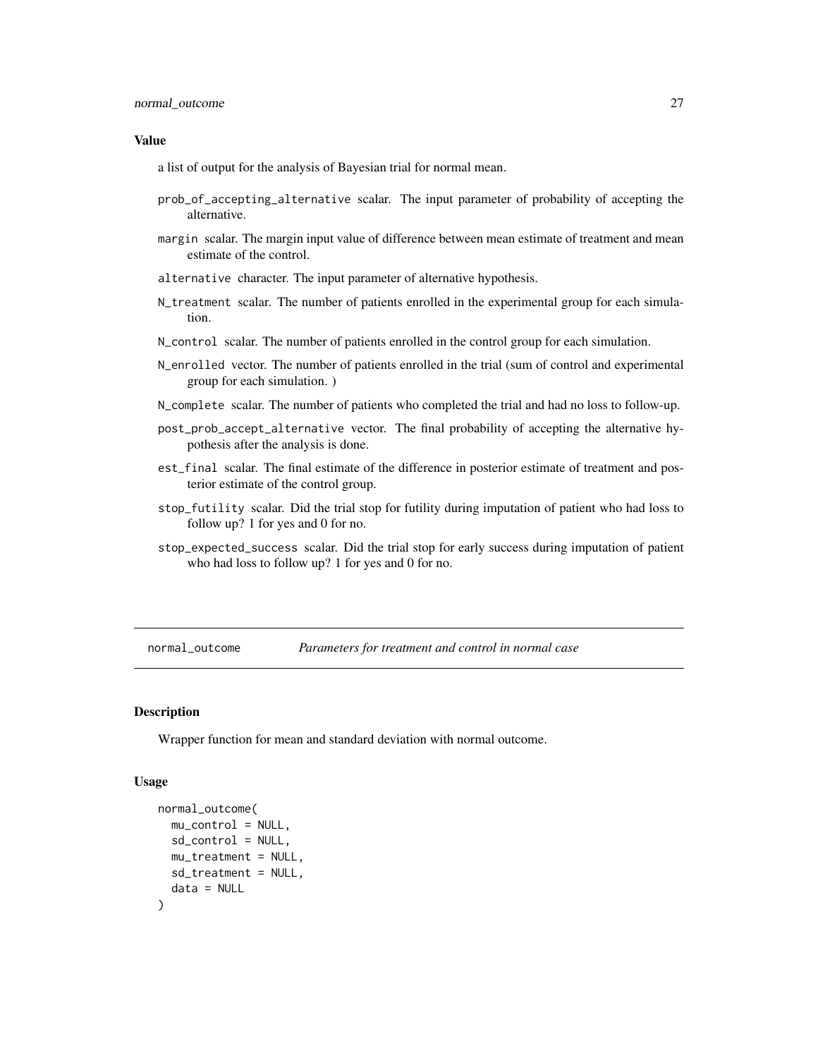### Value

a list of output for the analysis of Bayesian trial for normal mean.

- `prob_of_accepting_alternative` scalar. The input parameter of probability of accepting the alternative.
- `margin` scalar. The margin input value of difference between mean estimate of treatment and mean estimate of the control.
- `alternative` character. The input parameter of alternative hypothesis.
- `N_treatment` scalar. The number of patients enrolled in the experimental group for each simulation.
- `N_control` scalar. The number of patients enrolled in the control group for each simulation.
- `N_enrolled` vector. The number of patients enrolled in the trial (sum of control and experimental group for each simulation. )
- `N_complete` scalar. The number of patients who completed the trial and had no loss to follow-up.
- `post_prob_accept_alternative` vector. The final probability of accepting the alternative hypothesis after the analysis is done.
- `est_final` scalar. The final estimate of the difference in posterior estimate of treatment and posterior estimate of the control group.
- `stop_futility` scalar. Did the trial stop for futility during imputation of patient who had loss to follow up? 1 for yes and 0 for no.
- `stop_expected_success` scalar. Did the trial stop for early success during imputation of patient who had loss to follow up? 1 for yes and 0 for no.

---

## normal_outcome — *Parameters for treatment and control in normal case*

### Description

Wrapper function for mean and standard deviation with normal outcome.

### Usage

```
normal_outcome(
  mu_control = NULL,
  sd_control = NULL,
  mu_treatment = NULL,
  sd_treatment = NULL,
  data = NULL
)
```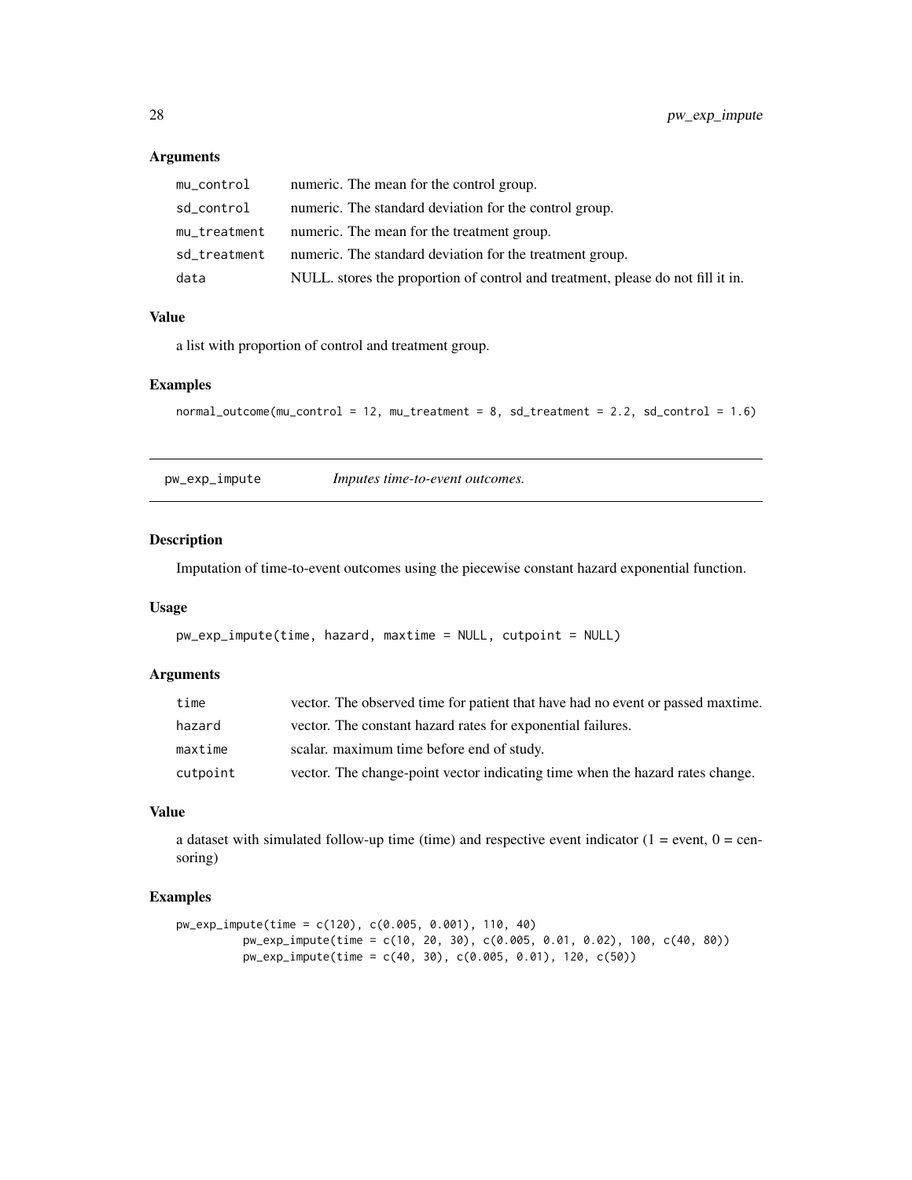### Arguments

| | |
|---|---|
| mu_control | numeric. The mean for the control group. |
| sd_control | numeric. The standard deviation for the control group. |
| mu_treatment | numeric. The mean for the treatment group. |
| sd_treatment | numeric. The standard deviation for the treatment group. |
| data | NULL. stores the proportion of control and treatment, please do not fill it in. |

### Value

a list with proportion of control and treatment group.

### Examples

```
normal_outcome(mu_control = 12, mu_treatment = 8, sd_treatment = 2.2, sd_control = 1.6)
```

---

## pw_exp_impute — *Imputes time-to-event outcomes.*

---

### Description

Imputation of time-to-event outcomes using the piecewise constant hazard exponential function.

### Usage

```
pw_exp_impute(time, hazard, maxtime = NULL, cutpoint = NULL)
```

### Arguments

| | |
|---|---|
| time | vector. The observed time for patient that have had no event or passed maxtime. |
| hazard | vector. The constant hazard rates for exponential failures. |
| maxtime | scalar. maximum time before end of study. |
| cutpoint | vector. The change-point vector indicating time when the hazard rates change. |

### Value

a dataset with simulated follow-up time (time) and respective event indicator (1 = event, 0 = censoring)

### Examples

```
pw_exp_impute(time = c(120), c(0.005, 0.001), 110, 40)
          pw_exp_impute(time = c(10, 20, 30), c(0.005, 0.01, 0.02), 100, c(40, 80))
          pw_exp_impute(time = c(40, 30), c(0.005, 0.01), 120, c(50))
```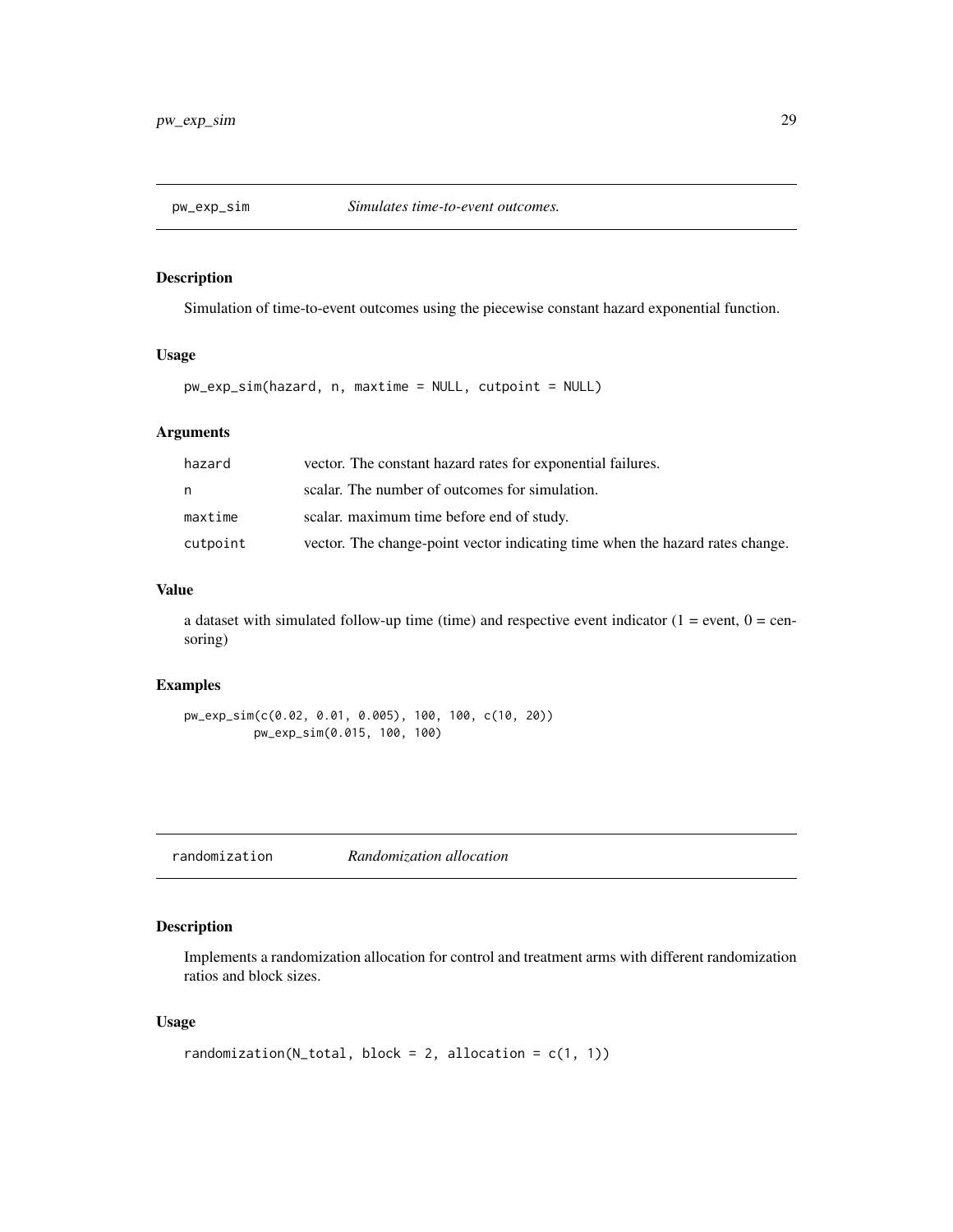## pw_exp_sim *Simulates time-to-event outcomes.*

### Description

Simulation of time-to-event outcomes using the piecewise constant hazard exponential function.

### Usage

```
pw_exp_sim(hazard, n, maxtime = NULL, cutpoint = NULL)
```

### Arguments

| | |
|---|---|
| hazard | vector. The constant hazard rates for exponential failures. |
| n | scalar. The number of outcomes for simulation. |
| maxtime | scalar. maximum time before end of study. |
| cutpoint | vector. The change-point vector indicating time when the hazard rates change. |

### Value

a dataset with simulated follow-up time (time) and respective event indicator (1 = event, 0 = censoring)

### Examples

```
pw_exp_sim(c(0.02, 0.01, 0.005), 100, 100, c(10, 20))
          pw_exp_sim(0.015, 100, 100)
```

## randomization *Randomization allocation*

### Description

Implements a randomization allocation for control and treatment arms with different randomization ratios and block sizes.

### Usage

```
randomization(N_total, block = 2, allocation = c(1, 1))
```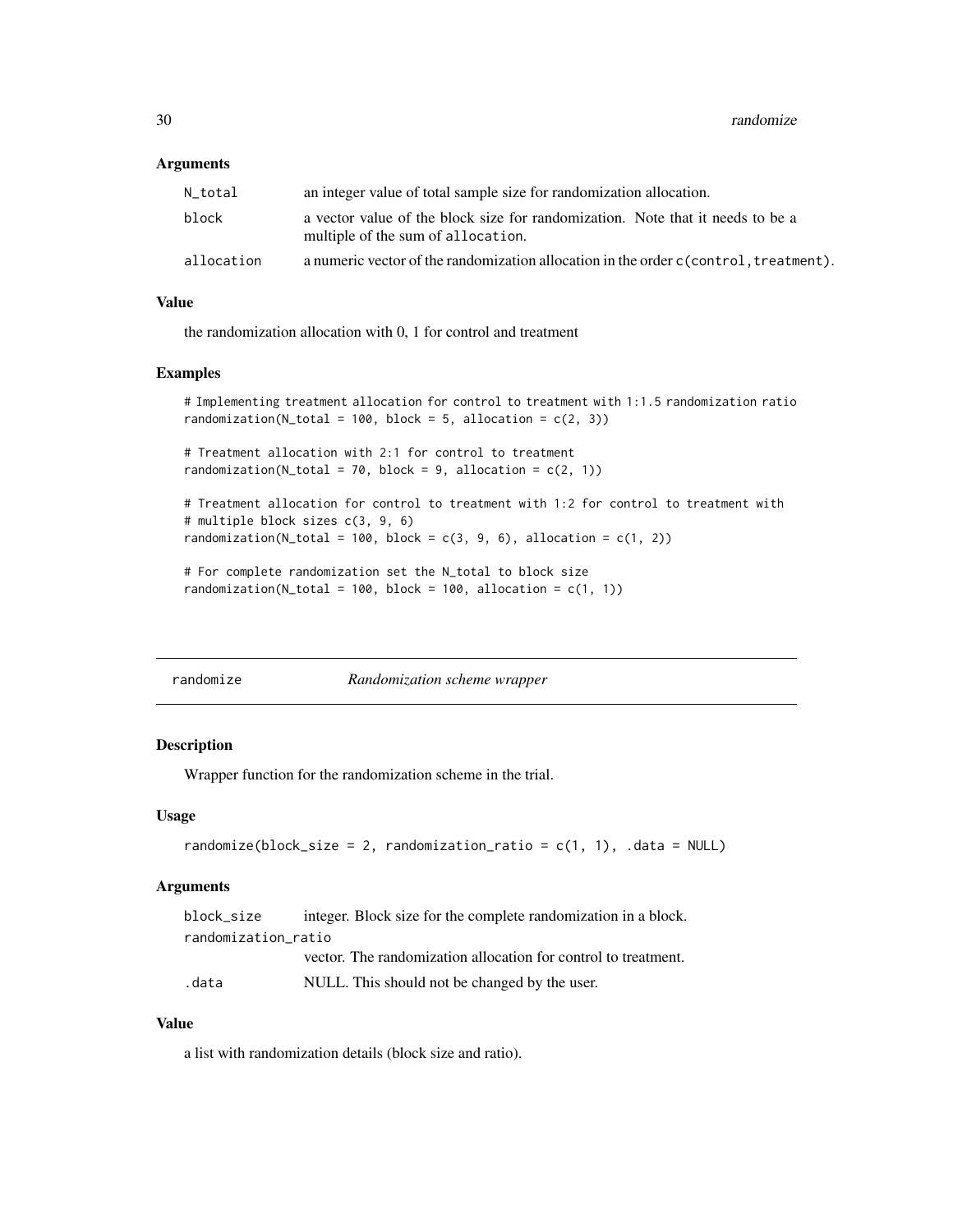### Arguments

| | |
|---|---|
| N_total | an integer value of total sample size for randomization allocation. |
| block | a vector value of the block size for randomization. Note that it needs to be a multiple of the sum of allocation. |
| allocation | a numeric vector of the randomization allocation in the order c(control,treatment). |

### Value

the randomization allocation with 0, 1 for control and treatment

### Examples

```
# Implementing treatment allocation for control to treatment with 1:1.5 randomization ratio
randomization(N_total = 100, block = 5, allocation = c(2, 3))

# Treatment allocation with 2:1 for control to treatment
randomization(N_total = 70, block = 9, allocation = c(2, 1))

# Treatment allocation for control to treatment with 1:2 for control to treatment with
# multiple block sizes c(3, 9, 6)
randomization(N_total = 100, block = c(3, 9, 6), allocation = c(1, 2))

# For complete randomization set the N_total to block size
randomization(N_total = 100, block = 100, allocation = c(1, 1))
```

---

## randomize *Randomization scheme wrapper*

---

### Description

Wrapper function for the randomization scheme in the trial.

### Usage

```
randomize(block_size = 2, randomization_ratio = c(1, 1), .data = NULL)
```

### Arguments

| | |
|---|---|
| block_size | integer. Block size for the complete randomization in a block. |
| randomization_ratio | vector. The randomization allocation for control to treatment. |
| .data | NULL. This should not be changed by the user. |

### Value

a list with randomization details (block size and ratio).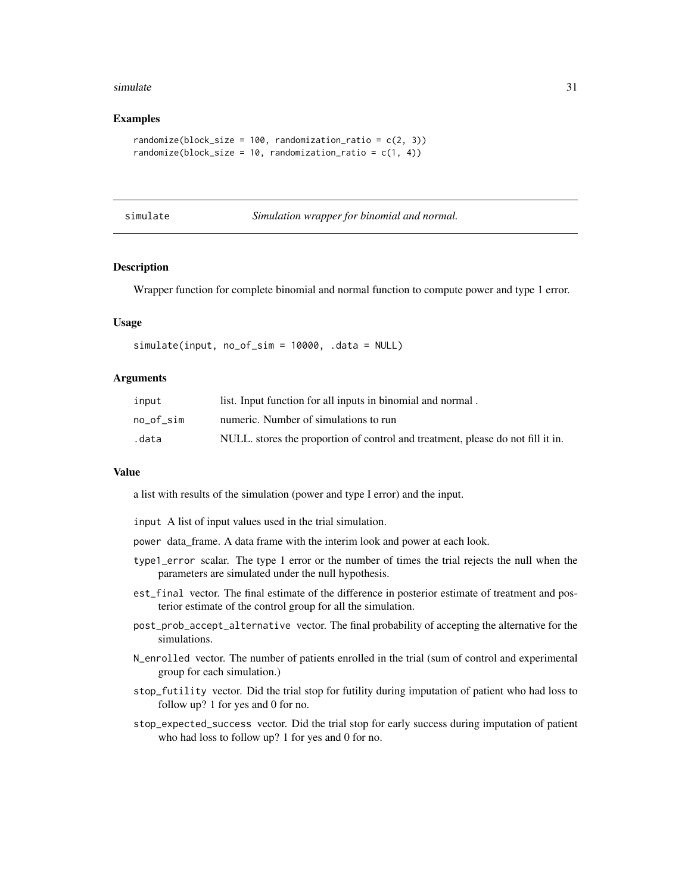## Examples

```
randomize(block_size = 100, randomization_ratio = c(2, 3))
randomize(block_size = 10, randomization_ratio = c(1, 4))
```

---

# simulate *Simulation wrapper for binomial and normal.*

---

## Description

Wrapper function for complete binomial and normal function to compute power and type 1 error.

## Usage

```
simulate(input, no_of_sim = 10000, .data = NULL)
```

## Arguments

| | |
|---|---|
| `input` | list. Input function for all inputs in binomial and normal . |
| `no_of_sim` | numeric. Number of simulations to run |
| `.data` | NULL. stores the proportion of control and treatment, please do not fill it in. |

## Value

a list with results of the simulation (power and type I error) and the input.

`input` A list of input values used in the trial simulation.

`power` data_frame. A data frame with the interim look and power at each look.

`type1_error` scalar. The type 1 error or the number of times the trial rejects the null when the parameters are simulated under the null hypothesis.

`est_final` vector. The final estimate of the difference in posterior estimate of treatment and posterior estimate of the control group for all the simulation.

`post_prob_accept_alternative` vector. The final probability of accepting the alternative for the simulations.

`N_enrolled` vector. The number of patients enrolled in the trial (sum of control and experimental group for each simulation.)

`stop_futility` vector. Did the trial stop for futility during imputation of patient who had loss to follow up? 1 for yes and 0 for no.

`stop_expected_success` vector. Did the trial stop for early success during imputation of patient who had loss to follow up? 1 for yes and 0 for no.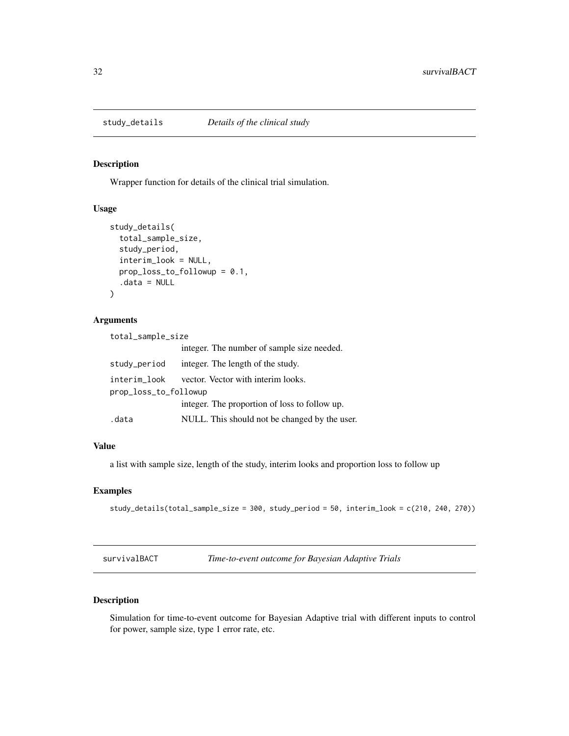## study_details *Details of the clinical study*

### Description

Wrapper function for details of the clinical trial simulation.

### Usage

```
study_details(
  total_sample_size,
  study_period,
  interim_look = NULL,
  prop_loss_to_followup = 0.1,
  .data = NULL
)
```

### Arguments

| | |
|---|---|
| total_sample_size | integer. The number of sample size needed. |
| study_period | integer. The length of the study. |
| interim_look | vector. Vector with interim looks. |
| prop_loss_to_followup | integer. The proportion of loss to follow up. |
| .data | NULL. This should not be changed by the user. |

### Value

a list with sample size, length of the study, interim looks and proportion loss to follow up

### Examples

```
study_details(total_sample_size = 300, study_period = 50, interim_look = c(210, 240, 270))
```

## survivalBACT *Time-to-event outcome for Bayesian Adaptive Trials*

### Description

Simulation for time-to-event outcome for Bayesian Adaptive trial with different inputs to control for power, sample size, type 1 error rate, etc.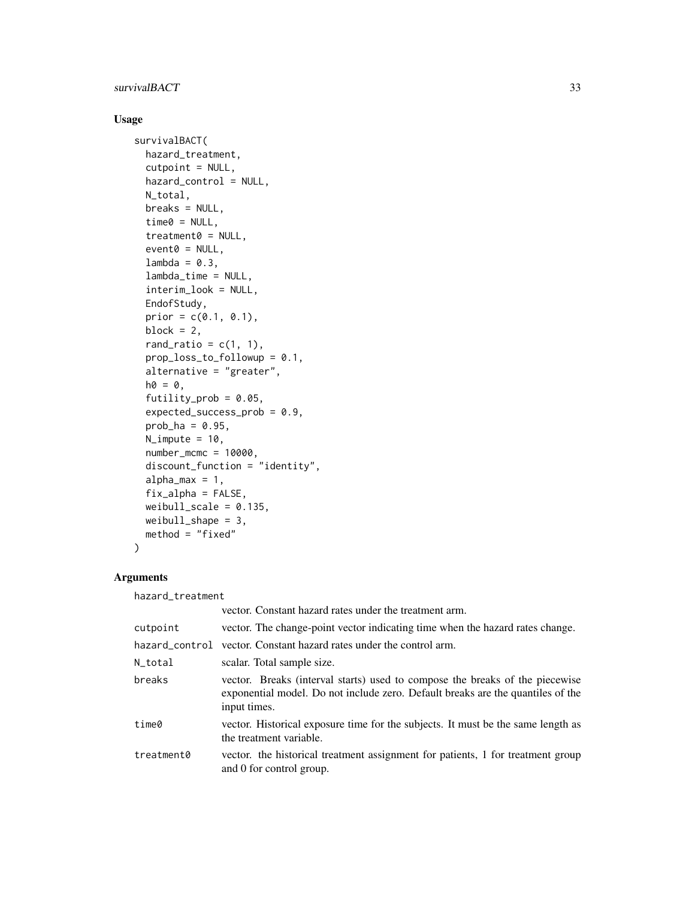## Usage

```
survivalBACT(
  hazard_treatment,
  cutpoint = NULL,
  hazard_control = NULL,
  N_total,
  breaks = NULL,
  time0 = NULL,
  treatment0 = NULL,
  event0 = NULL,
  lambda = 0.3,
  lambda_time = NULL,
  interim_look = NULL,
  EndofStudy,
  prior = c(0.1, 0.1),
  block = 2,
  rand_ratio = c(1, 1),
  prop_loss_to_followup = 0.1,
  alternative = "greater",
  h0 = 0,
  futility_prob = 0.05,
  expected_success_prob = 0.9,
  prob_ha = 0.95,
  N_impute = 10,
  number_mcmc = 10000,
  discount_function = "identity",
  alpha_max = 1,
  fix_alpha = FALSE,
  weibull_scale = 0.135,
  weibull_shape = 3,
  method = "fixed"
)
```

## Arguments

| | |
|---|---|
| hazard_treatment | vector. Constant hazard rates under the treatment arm. |
| cutpoint | vector. The change-point vector indicating time when the hazard rates change. |
| hazard_control | vector. Constant hazard rates under the control arm. |
| N_total | scalar. Total sample size. |
| breaks | vector. Breaks (interval starts) used to compose the breaks of the piecewise exponential model. Do not include zero. Default breaks are the quantiles of the input times. |
| time0 | vector. Historical exposure time for the subjects. It must be the same length as the treatment variable. |
| treatment0 | vector. the historical treatment assignment for patients, 1 for treatment group and 0 for control group. |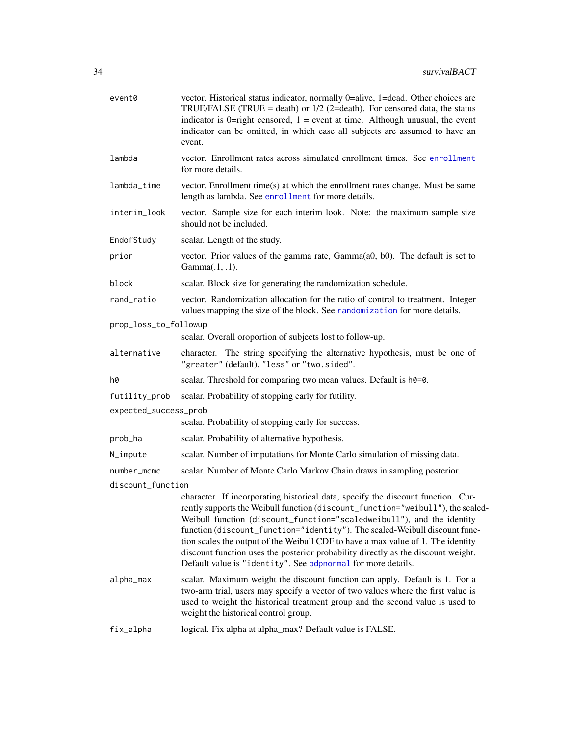| | |
|---|---|
| `event0` | vector. Historical status indicator, normally 0=alive, 1=dead. Other choices are TRUE/FALSE (TRUE = death) or 1/2 (2=death). For censored data, the status indicator is 0=right censored, 1 = event at time. Although unusual, the event indicator can be omitted, in which case all subjects are assumed to have an event. |
| `lambda` | vector. Enrollment rates across simulated enrollment times. See `enrollment` for more details. |
| `lambda_time` | vector. Enrollment time(s) at which the enrollment rates change. Must be same length as lambda. See `enrollment` for more details. |
| `interim_look` | vector. Sample size for each interim look. Note: the maximum sample size should not be included. |
| `EndofStudy` | scalar. Length of the study. |
| `prior` | vector. Prior values of the gamma rate, Gamma(a0, b0). The default is set to Gamma(.1, .1). |
| `block` | scalar. Block size for generating the randomization schedule. |
| `rand_ratio` | vector. Randomization allocation for the ratio of control to treatment. Integer values mapping the size of the block. See `randomization` for more details. |
| `prop_loss_to_followup` | scalar. Overall oroportion of subjects lost to follow-up. |
| `alternative` | character. The string specifying the alternative hypothesis, must be one of `"greater"` (default), `"less"` or `"two.sided"`. |
| `h0` | scalar. Threshold for comparing two mean values. Default is `h0=0`. |
| `futility_prob` | scalar. Probability of stopping early for futility. |
| `expected_success_prob` | scalar. Probability of stopping early for success. |
| `prob_ha` | scalar. Probability of alternative hypothesis. |
| `N_impute` | scalar. Number of imputations for Monte Carlo simulation of missing data. |
| `number_mcmc` | scalar. Number of Monte Carlo Markov Chain draws in sampling posterior. |
| `discount_function` | character. If incorporating historical data, specify the discount function. Currently supports the Weibull function (`discount_function="weibull"`), the scaled-Weibull function (`discount_function="scaledweibull"`), and the identity function (`discount_function="identity"`). The scaled-Weibull discount function scales the output of the Weibull CDF to have a max value of 1. The identity discount function uses the posterior probability directly as the discount weight. Default value is `"identity"`. See `bdpnormal` for more details. |
| `alpha_max` | scalar. Maximum weight the discount function can apply. Default is 1. For a two-arm trial, users may specify a vector of two values where the first value is used to weight the historical treatment group and the second value is used to weight the historical control group. |
| `fix_alpha` | logical. Fix alpha at alpha_max? Default value is FALSE. |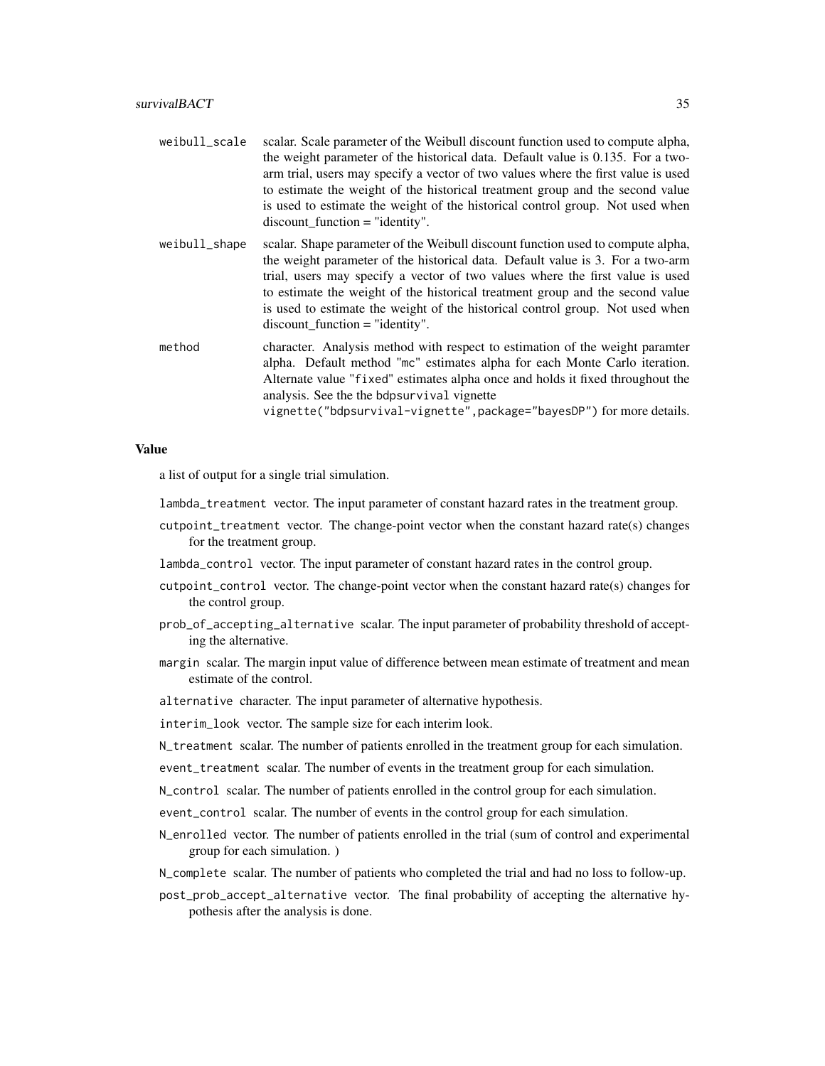weibull_scale
: scalar. Scale parameter of the Weibull discount function used to compute alpha, the weight parameter of the historical data. Default value is 0.135. For a two-arm trial, users may specify a vector of two values where the first value is used to estimate the weight of the historical treatment group and the second value is used to estimate the weight of the historical control group. Not used when discount_function = "identity".

weibull_shape
: scalar. Shape parameter of the Weibull discount function used to compute alpha, the weight parameter of the historical data. Default value is 3. For a two-arm trial, users may specify a vector of two values where the first value is used to estimate the weight of the historical treatment group and the second value is used to estimate the weight of the historical control group. Not used when discount_function = "identity".

method
: character. Analysis method with respect to estimation of the weight paramter alpha. Default method "mc" estimates alpha for each Monte Carlo iteration. Alternate value "fixed" estimates alpha once and holds it fixed throughout the analysis. See the the bdpsurvival vignette `vignette("bdpsurvival-vignette",package="bayesDP")` for more details.

## Value

a list of output for a single trial simulation.

- `lambda_treatment` vector. The input parameter of constant hazard rates in the treatment group.
- `cutpoint_treatment` vector. The change-point vector when the constant hazard rate(s) changes for the treatment group.
- `lambda_control` vector. The input parameter of constant hazard rates in the control group.
- `cutpoint_control` vector. The change-point vector when the constant hazard rate(s) changes for the control group.
- `prob_of_accepting_alternative` scalar. The input parameter of probability threshold of accepting the alternative.
- `margin` scalar. The margin input value of difference between mean estimate of treatment and mean estimate of the control.
- `alternative` character. The input parameter of alternative hypothesis.
- `interim_look` vector. The sample size for each interim look.
- `N_treatment` scalar. The number of patients enrolled in the treatment group for each simulation.
- `event_treatment` scalar. The number of events in the treatment group for each simulation.
- `N_control` scalar. The number of patients enrolled in the control group for each simulation.
- `event_control` scalar. The number of events in the control group for each simulation.
- `N_enrolled` vector. The number of patients enrolled in the trial (sum of control and experimental group for each simulation. )
- `N_complete` scalar. The number of patients who completed the trial and had no loss to follow-up.
- `post_prob_accept_alternative` vector. The final probability of accepting the alternative hypothesis after the analysis is done.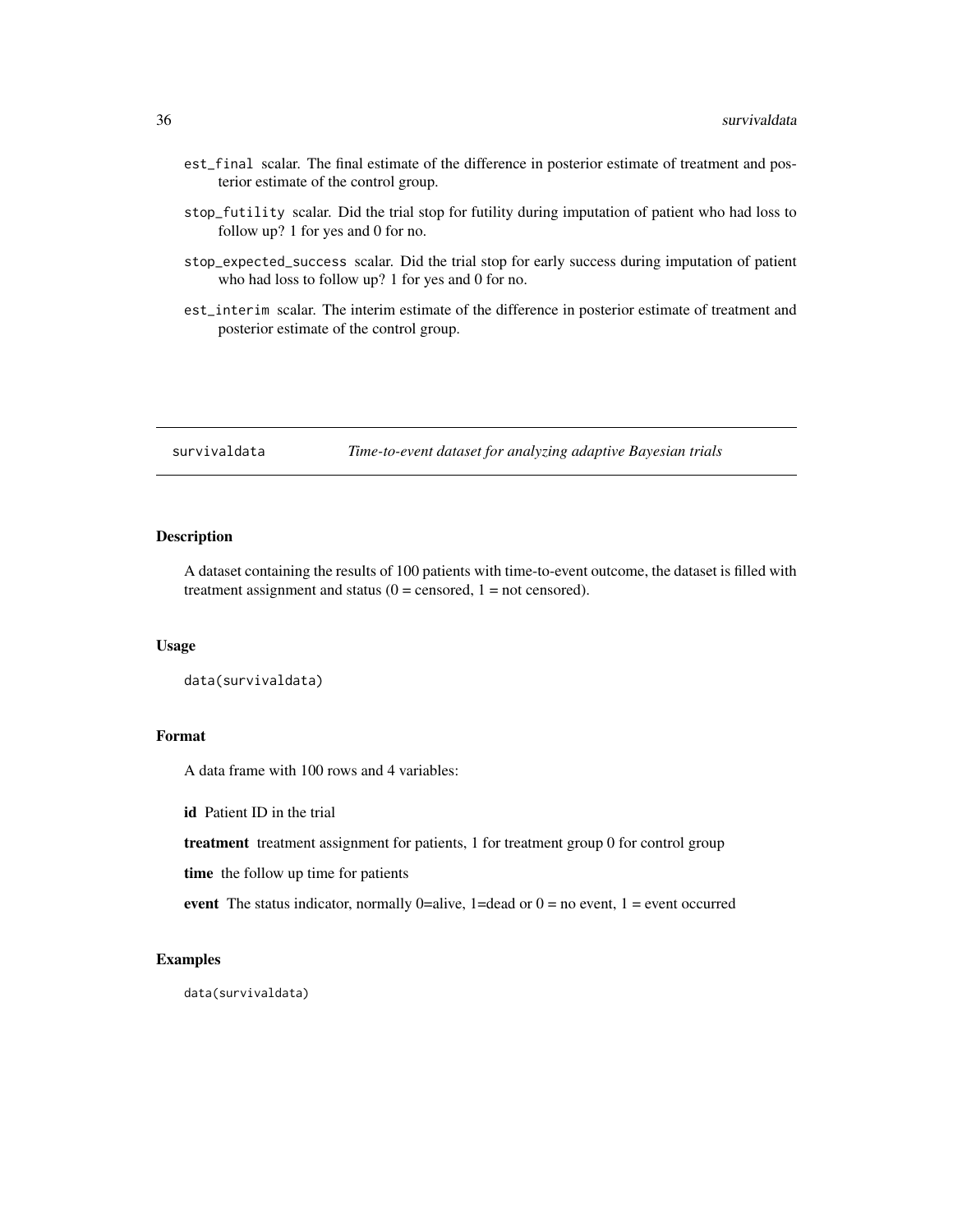- `est_final` scalar. The final estimate of the difference in posterior estimate of treatment and posterior estimate of the control group.
- `stop_futility` scalar. Did the trial stop for futility during imputation of patient who had loss to follow up? 1 for yes and 0 for no.
- `stop_expected_success` scalar. Did the trial stop for early success during imputation of patient who had loss to follow up? 1 for yes and 0 for no.
- `est_interim` scalar. The interim estimate of the difference in posterior estimate of treatment and posterior estimate of the control group.

---

## survivaldata — *Time-to-event dataset for analyzing adaptive Bayesian trials*

---

### Description

A dataset containing the results of 100 patients with time-to-event outcome, the dataset is filled with treatment assignment and status (0 = censored, 1 = not censored).

### Usage

```
data(survivaldata)
```

### Format

A data frame with 100 rows and 4 variables:

**id** Patient ID in the trial

**treatment** treatment assignment for patients, 1 for treatment group 0 for control group

**time** the follow up time for patients

**event** The status indicator, normally 0=alive, 1=dead or 0 = no event, 1 = event occurred

### Examples

```
data(survivaldata)
```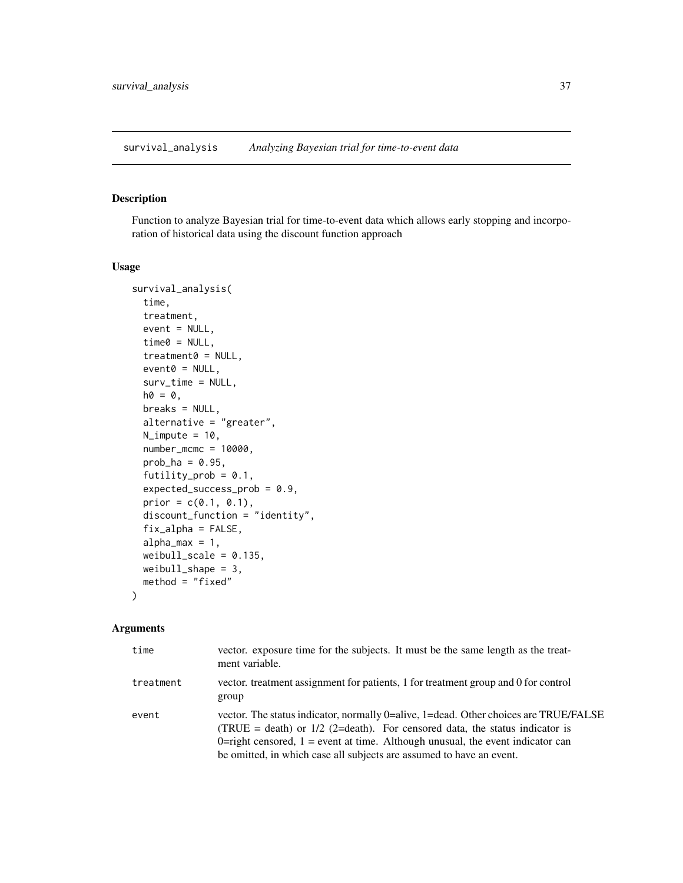survival_analysis *Analyzing Bayesian trial for time-to-event data*

## Description

Function to analyze Bayesian trial for time-to-event data which allows early stopping and incorporation of historical data using the discount function approach

## Usage

```
survival_analysis(
  time,
  treatment,
  event = NULL,
  time0 = NULL,
  treatment0 = NULL,
  event0 = NULL,
  surv_time = NULL,
  h0 = 0,
  breaks = NULL,
  alternative = "greater",
  N_impute = 10,
  number_mcmc = 10000,
  prob_ha = 0.95,
  futility_prob = 0.1,
  expected_success_prob = 0.9,
  prior = c(0.1, 0.1),
  discount_function = "identity",
  fix_alpha = FALSE,
  alpha_max = 1,
  weibull_scale = 0.135,
  weibull_shape = 3,
  method = "fixed"
)
```

## Arguments

| | |
|---|---|
| time | vector. exposure time for the subjects. It must be the same length as the treatment variable. |
| treatment | vector. treatment assignment for patients, 1 for treatment group and 0 for control group |
| event | vector. The status indicator, normally 0=alive, 1=dead. Other choices are TRUE/FALSE (TRUE = death) or 1/2 (2=death). For censored data, the status indicator is 0=right censored, 1 = event at time. Although unusual, the event indicator can be omitted, in which case all subjects are assumed to have an event. |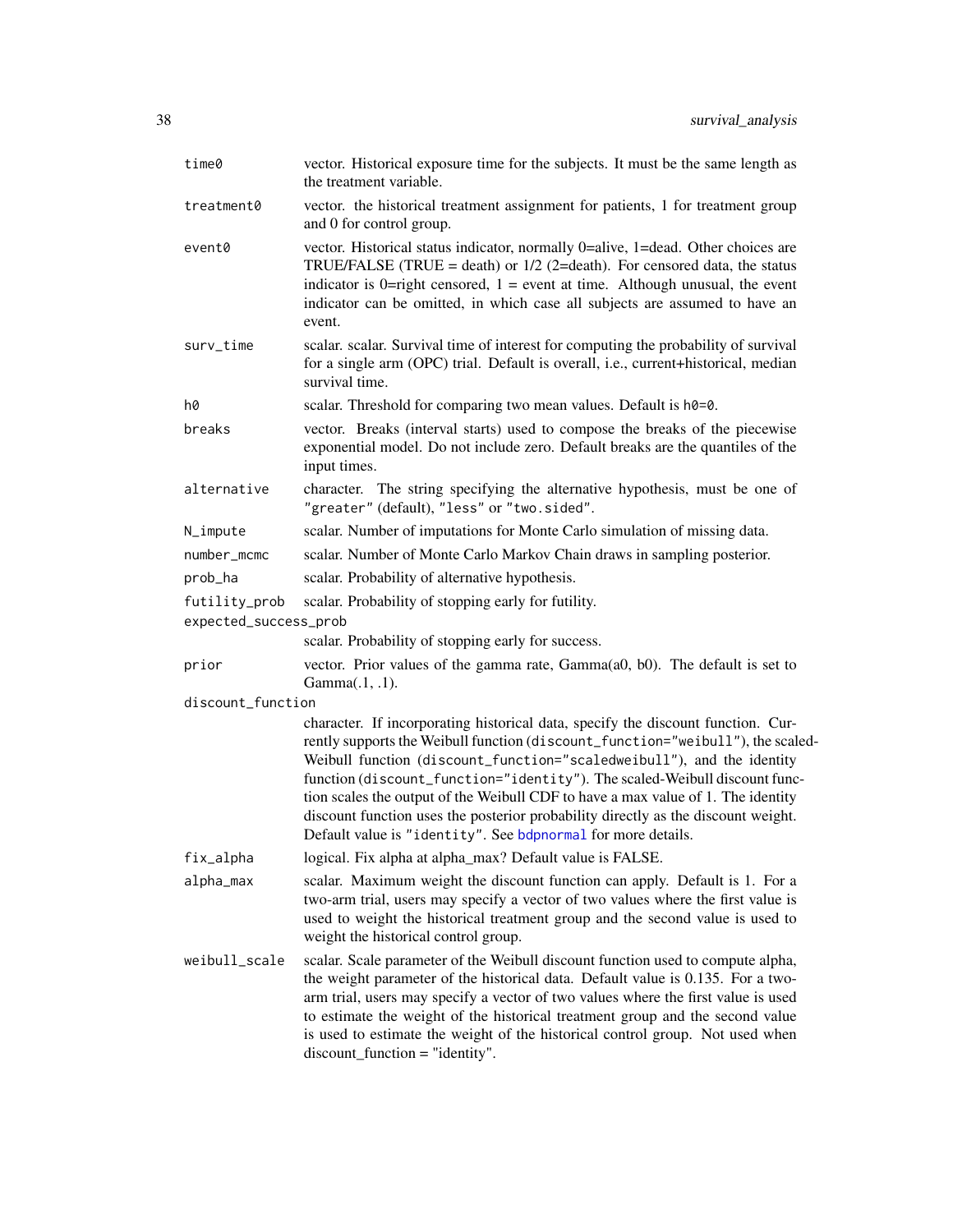| | |
|---|---|
| `time0` | vector. Historical exposure time for the subjects. It must be the same length as the treatment variable. |
| `treatment0` | vector. the historical treatment assignment for patients, 1 for treatment group and 0 for control group. |
| `event0` | vector. Historical status indicator, normally 0=alive, 1=dead. Other choices are TRUE/FALSE (TRUE = death) or 1/2 (2=death). For censored data, the status indicator is 0=right censored, 1 = event at time. Although unusual, the event indicator can be omitted, in which case all subjects are assumed to have an event. |
| `surv_time` | scalar. scalar. Survival time of interest for computing the probability of survival for a single arm (OPC) trial. Default is overall, i.e., current+historical, median survival time. |
| `h0` | scalar. Threshold for comparing two mean values. Default is `h0=0`. |
| `breaks` | vector. Breaks (interval starts) used to compose the breaks of the piecewise exponential model. Do not include zero. Default breaks are the quantiles of the input times. |
| `alternative` | character. The string specifying the alternative hypothesis, must be one of `"greater"` (default), `"less"` or `"two.sided"`. |
| `N_impute` | scalar. Number of imputations for Monte Carlo simulation of missing data. |
| `number_mcmc` | scalar. Number of Monte Carlo Markov Chain draws in sampling posterior. |
| `prob_ha` | scalar. Probability of alternative hypothesis. |
| `futility_prob` | scalar. Probability of stopping early for futility. |
| `expected_success_prob` | scalar. Probability of stopping early for success. |
| `prior` | vector. Prior values of the gamma rate, Gamma(a0, b0). The default is set to Gamma(.1, .1). |
| `discount_function` | character. If incorporating historical data, specify the discount function. Currently supports the Weibull function (`discount_function="weibull"`), the scaled-Weibull function (`discount_function="scaledweibull"`), and the identity function (`discount_function="identity"`). The scaled-Weibull discount function scales the output of the Weibull CDF to have a max value of 1. The identity discount function uses the posterior probability directly as the discount weight. Default value is `"identity"`. See `bdpnormal` for more details. |
| `fix_alpha` | logical. Fix alpha at alpha_max? Default value is FALSE. |
| `alpha_max` | scalar. Maximum weight the discount function can apply. Default is 1. For a two-arm trial, users may specify a vector of two values where the first value is used to weight the historical treatment group and the second value is used to weight the historical control group. |
| `weibull_scale` | scalar. Scale parameter of the Weibull discount function used to compute alpha, the weight parameter of the historical data. Default value is 0.135. For a two-arm trial, users may specify a vector of two values where the first value is used to estimate the weight of the historical treatment group and the second value is used to estimate the weight of the historical control group. Not used when discount_function = "identity". |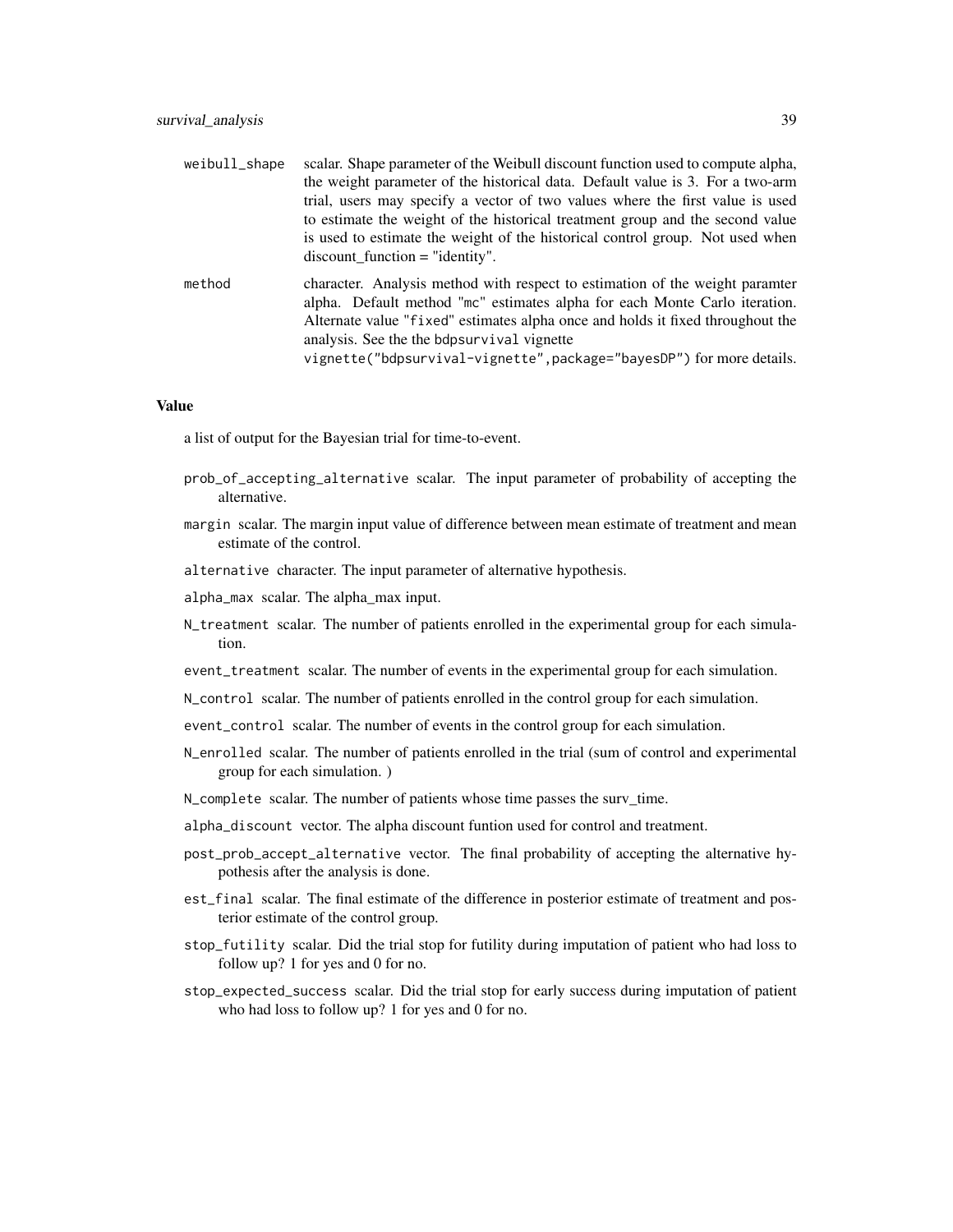| | |
|---|---|
| `weibull_shape` | scalar. Shape parameter of the Weibull discount function used to compute alpha, the weight parameter of the historical data. Default value is 3. For a two-arm trial, users may specify a vector of two values where the first value is used to estimate the weight of the historical treatment group and the second value is used to estimate the weight of the historical control group. Not used when discount_function = "identity". |
| `method` | character. Analysis method with respect to estimation of the weight paramter alpha. Default method "mc" estimates alpha for each Monte Carlo iteration. Alternate value "fixed" estimates alpha once and holds it fixed throughout the analysis. See the the bdpsurvival vignette `vignette("bdpsurvival-vignette",package="bayesDP")` for more details. |

### Value

a list of output for the Bayesian trial for time-to-event.

- `prob_of_accepting_alternative` scalar. The input parameter of probability of accepting the alternative.
- `margin` scalar. The margin input value of difference between mean estimate of treatment and mean estimate of the control.
- `alternative` character. The input parameter of alternative hypothesis.
- `alpha_max` scalar. The alpha_max input.
- `N_treatment` scalar. The number of patients enrolled in the experimental group for each simulation.
- `event_treatment` scalar. The number of events in the experimental group for each simulation.
- `N_control` scalar. The number of patients enrolled in the control group for each simulation.
- `event_control` scalar. The number of events in the control group for each simulation.
- `N_enrolled` scalar. The number of patients enrolled in the trial (sum of control and experimental group for each simulation. )
- `N_complete` scalar. The number of patients whose time passes the surv_time.
- `alpha_discount` vector. The alpha discount funtion used for control and treatment.
- `post_prob_accept_alternative` vector. The final probability of accepting the alternative hypothesis after the analysis is done.
- `est_final` scalar. The final estimate of the difference in posterior estimate of treatment and posterior estimate of the control group.
- `stop_futility` scalar. Did the trial stop for futility during imputation of patient who had loss to follow up? 1 for yes and 0 for no.
- `stop_expected_success` scalar. Did the trial stop for early success during imputation of patient who had loss to follow up? 1 for yes and 0 for no.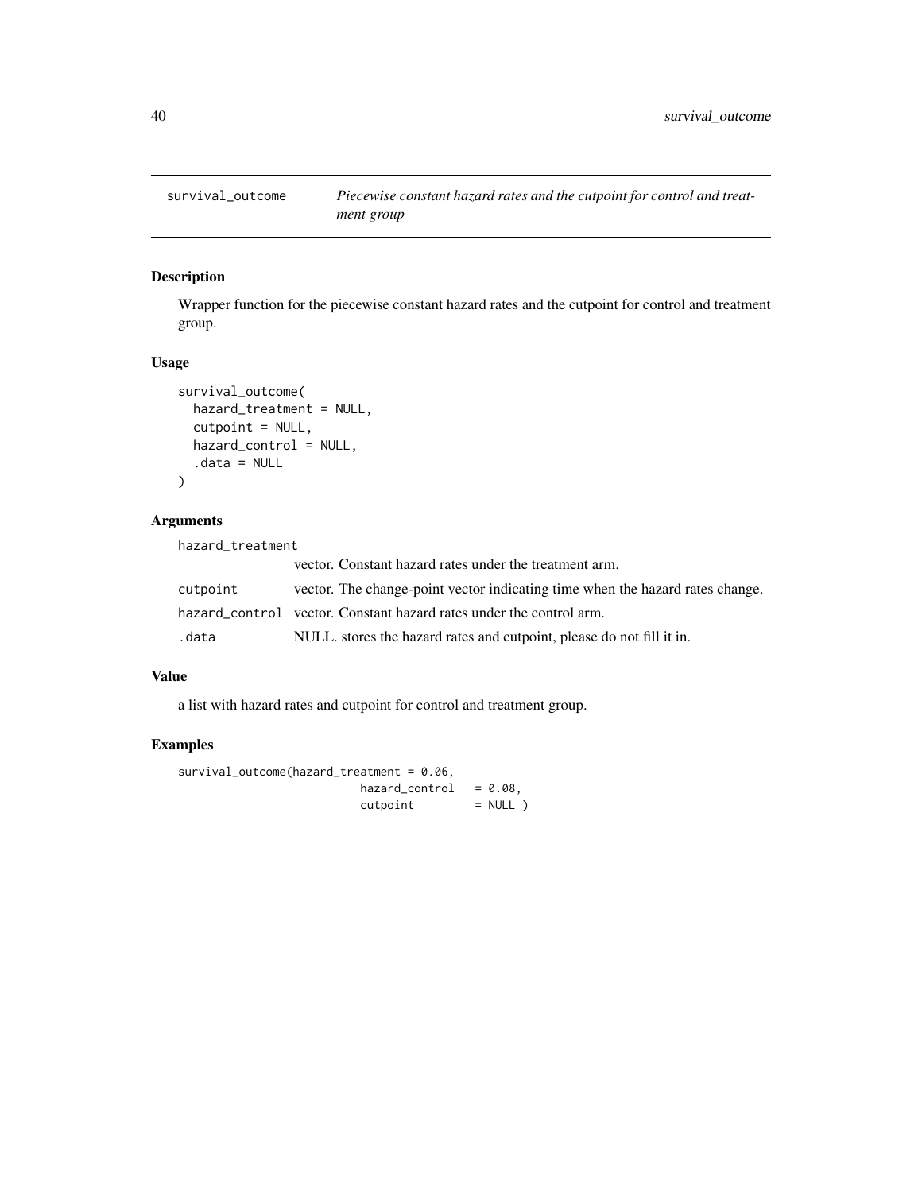## survival_outcome — *Piecewise constant hazard rates and the cutpoint for control and treatment group*

### Description

Wrapper function for the piecewise constant hazard rates and the cutpoint for control and treatment group.

### Usage

```
survival_outcome(
  hazard_treatment = NULL,
  cutpoint = NULL,
  hazard_control = NULL,
  .data = NULL
)
```

### Arguments

| | |
|---|---|
| hazard_treatment | vector. Constant hazard rates under the treatment arm. |
| cutpoint | vector. The change-point vector indicating time when the hazard rates change. |
| hazard_control | vector. Constant hazard rates under the control arm. |
| .data | NULL. stores the hazard rates and cutpoint, please do not fill it in. |

### Value

a list with hazard rates and cutpoint for control and treatment group.

### Examples

```
survival_outcome(hazard_treatment = 0.06,
                        hazard_control   = 0.08,
                        cutpoint         = NULL )
```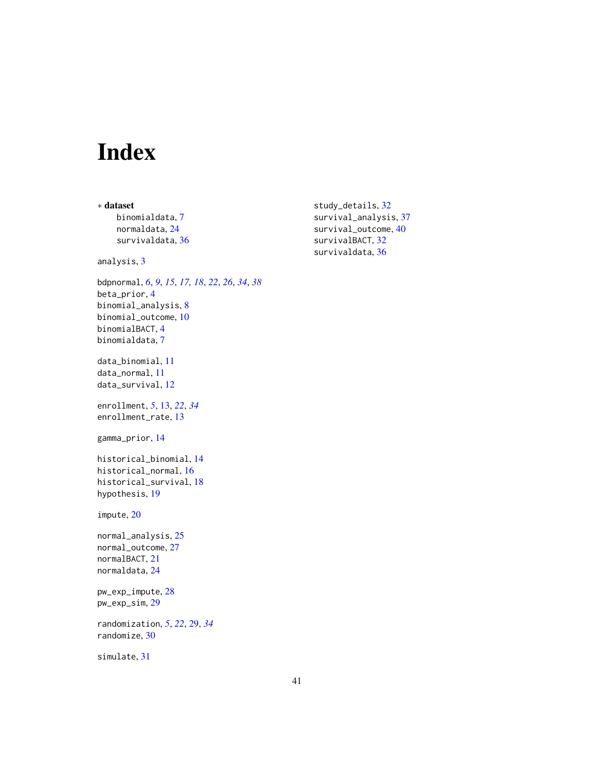# Index

* **dataset**
    - binomialdata, 7
    - normaldata, 24
    - survivaldata, 36

analysis, 3

bdpnormal, *6*, *9*, *15*, *17, 18*, *22*, *26*, *34*, *38*
beta_prior, 4
binomial_analysis, 8
binomial_outcome, 10
binomialBACT, 4
binomialdata, 7

data_binomial, 11
data_normal, 11
data_survival, 12

enrollment, *5*, 13, *22*, *34*
enrollment_rate, 13

gamma_prior, 14

historical_binomial, 14
historical_normal, 16
historical_survival, 18
hypothesis, 19

impute, 20

normal_analysis, 25
normal_outcome, 27
normalBACT, 21
normaldata, 24

pw_exp_impute, 28
pw_exp_sim, 29

randomization, *5*, *22*, 29, *34*
randomize, 30

simulate, 31
study_details, 32
survival_analysis, 37
survival_outcome, 40
survivalBACT, 32
survivaldata, 36